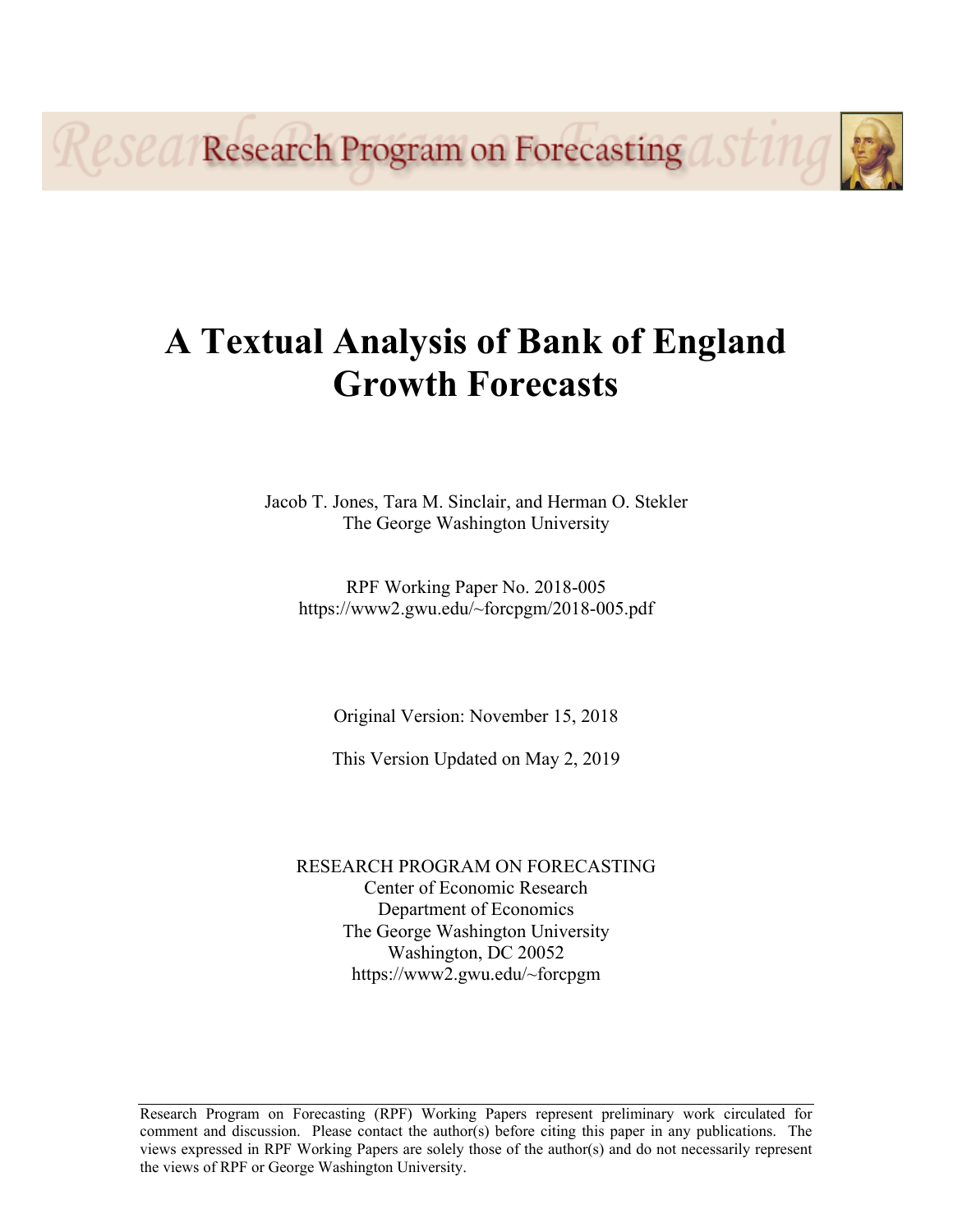Research Program on Forecasting

# A Textual Analysis of Bank of England Growth Forecasts

Jacob T. Jones, Tara M. Sinclair, and Herman O. Stekler
The George Washington University

RPF Working Paper No. 2018-005
https://www2.gwu.edu/~forcpgm/2018-005.pdf

Original Version: November 15, 2018

This Version Updated on May 2, 2019

RESEARCH PROGRAM ON FORECASTING
Center of Economic Research
Department of Economics
The George Washington University
Washington, DC 20052
https://www2.gwu.edu/~forcpgm

Research Program on Forecasting (RPF) Working Papers represent preliminary work circulated for comment and discussion. Please contact the author(s) before citing this paper in any publications. The views expressed in RPF Working Papers are solely those of the author(s) and do not necessarily represent the views of RPF or George Washington University.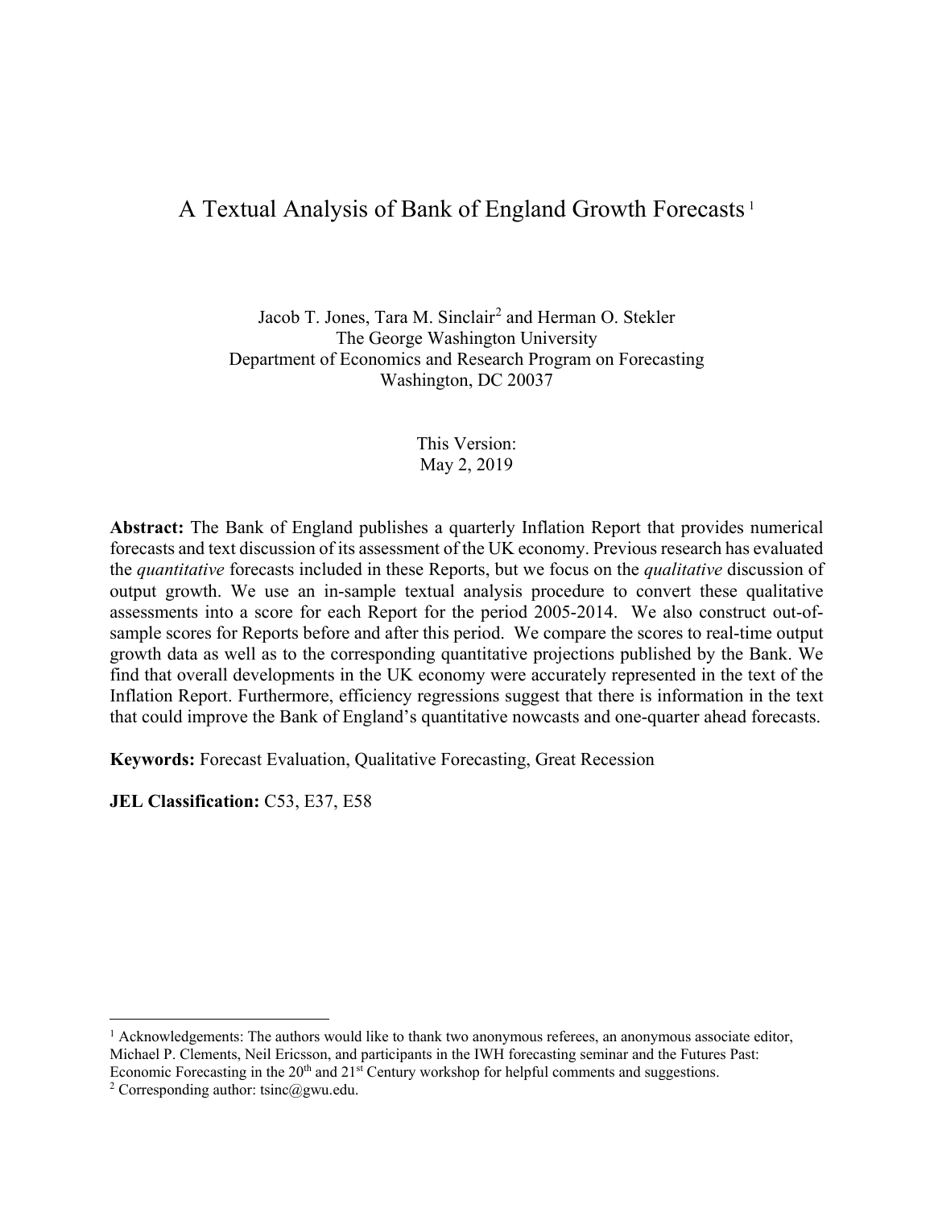# A Textual Analysis of Bank of England Growth Forecasts [1]

Jacob T. Jones, Tara M. Sinclair[2] and Herman O. Stekler
The George Washington University
Department of Economics and Research Program on Forecasting
Washington, DC 20037

This Version:
May 2, 2019

**Abstract:** The Bank of England publishes a quarterly Inflation Report that provides numerical forecasts and text discussion of its assessment of the UK economy. Previous research has evaluated the *quantitative* forecasts included in these Reports, but we focus on the *qualitative* discussion of output growth. We use an in-sample textual analysis procedure to convert these qualitative assessments into a score for each Report for the period 2005-2014. We also construct out-of-sample scores for Reports before and after this period. We compare the scores to real-time output growth data as well as to the corresponding quantitative projections published by the Bank. We find that overall developments in the UK economy were accurately represented in the text of the Inflation Report. Furthermore, efficiency regressions suggest that there is information in the text that could improve the Bank of England's quantitative nowcasts and one-quarter ahead forecasts.

**Keywords:** Forecast Evaluation, Qualitative Forecasting, Great Recession

**JEL Classification:** C53, E37, E58

---

[1] Acknowledgements: The authors would like to thank two anonymous referees, an anonymous associate editor, Michael P. Clements, Neil Ericsson, and participants in the IWH forecasting seminar and the Futures Past: Economic Forecasting in the 20th and 21st Century workshop for helpful comments and suggestions.

[2] Corresponding author: tsinc@gwu.edu.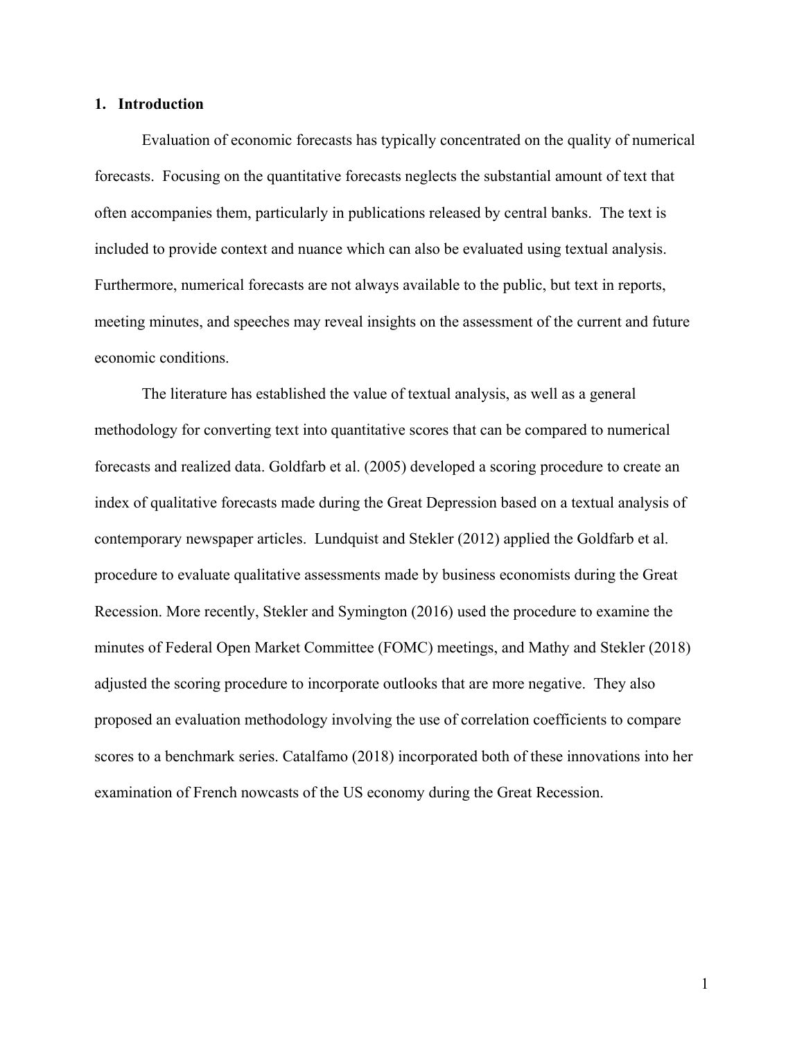## 1. Introduction

Evaluation of economic forecasts has typically concentrated on the quality of numerical forecasts. Focusing on the quantitative forecasts neglects the substantial amount of text that often accompanies them, particularly in publications released by central banks. The text is included to provide context and nuance which can also be evaluated using textual analysis. Furthermore, numerical forecasts are not always available to the public, but text in reports, meeting minutes, and speeches may reveal insights on the assessment of the current and future economic conditions.

The literature has established the value of textual analysis, as well as a general methodology for converting text into quantitative scores that can be compared to numerical forecasts and realized data. Goldfarb et al. (2005) developed a scoring procedure to create an index of qualitative forecasts made during the Great Depression based on a textual analysis of contemporary newspaper articles. Lundquist and Stekler (2012) applied the Goldfarb et al. procedure to evaluate qualitative assessments made by business economists during the Great Recession. More recently, Stekler and Symington (2016) used the procedure to examine the minutes of Federal Open Market Committee (FOMC) meetings, and Mathy and Stekler (2018) adjusted the scoring procedure to incorporate outlooks that are more negative. They also proposed an evaluation methodology involving the use of correlation coefficients to compare scores to a benchmark series. Catalfamo (2018) incorporated both of these innovations into her examination of French nowcasts of the US economy during the Great Recession.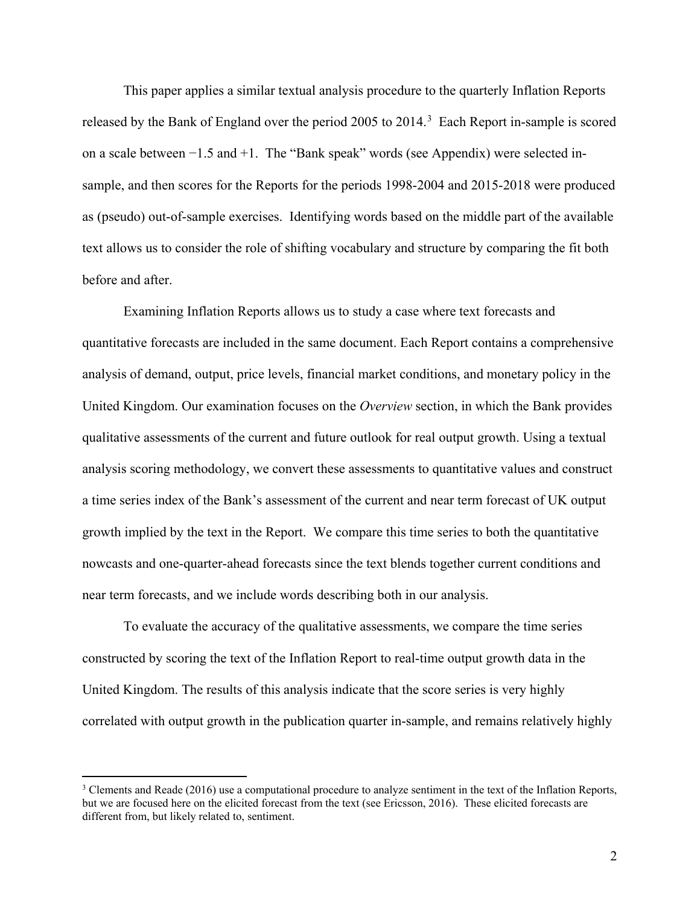This paper applies a similar textual analysis procedure to the quarterly Inflation Reports released by the Bank of England over the period 2005 to 2014.[3] Each Report in-sample is scored on a scale between −1.5 and +1. The "Bank speak" words (see Appendix) were selected in-sample, and then scores for the Reports for the periods 1998-2004 and 2015-2018 were produced as (pseudo) out-of-sample exercises. Identifying words based on the middle part of the available text allows us to consider the role of shifting vocabulary and structure by comparing the fit both before and after.

Examining Inflation Reports allows us to study a case where text forecasts and quantitative forecasts are included in the same document. Each Report contains a comprehensive analysis of demand, output, price levels, financial market conditions, and monetary policy in the United Kingdom. Our examination focuses on the *Overview* section, in which the Bank provides qualitative assessments of the current and future outlook for real output growth. Using a textual analysis scoring methodology, we convert these assessments to quantitative values and construct a time series index of the Bank's assessment of the current and near term forecast of UK output growth implied by the text in the Report. We compare this time series to both the quantitative nowcasts and one-quarter-ahead forecasts since the text blends together current conditions and near term forecasts, and we include words describing both in our analysis.

To evaluate the accuracy of the qualitative assessments, we compare the time series constructed by scoring the text of the Inflation Report to real-time output growth data in the United Kingdom. The results of this analysis indicate that the score series is very highly correlated with output growth in the publication quarter in-sample, and remains relatively highly

[3] Clements and Reade (2016) use a computational procedure to analyze sentiment in the text of the Inflation Reports, but we are focused here on the elicited forecast from the text (see Ericsson, 2016). These elicited forecasts are different from, but likely related to, sentiment.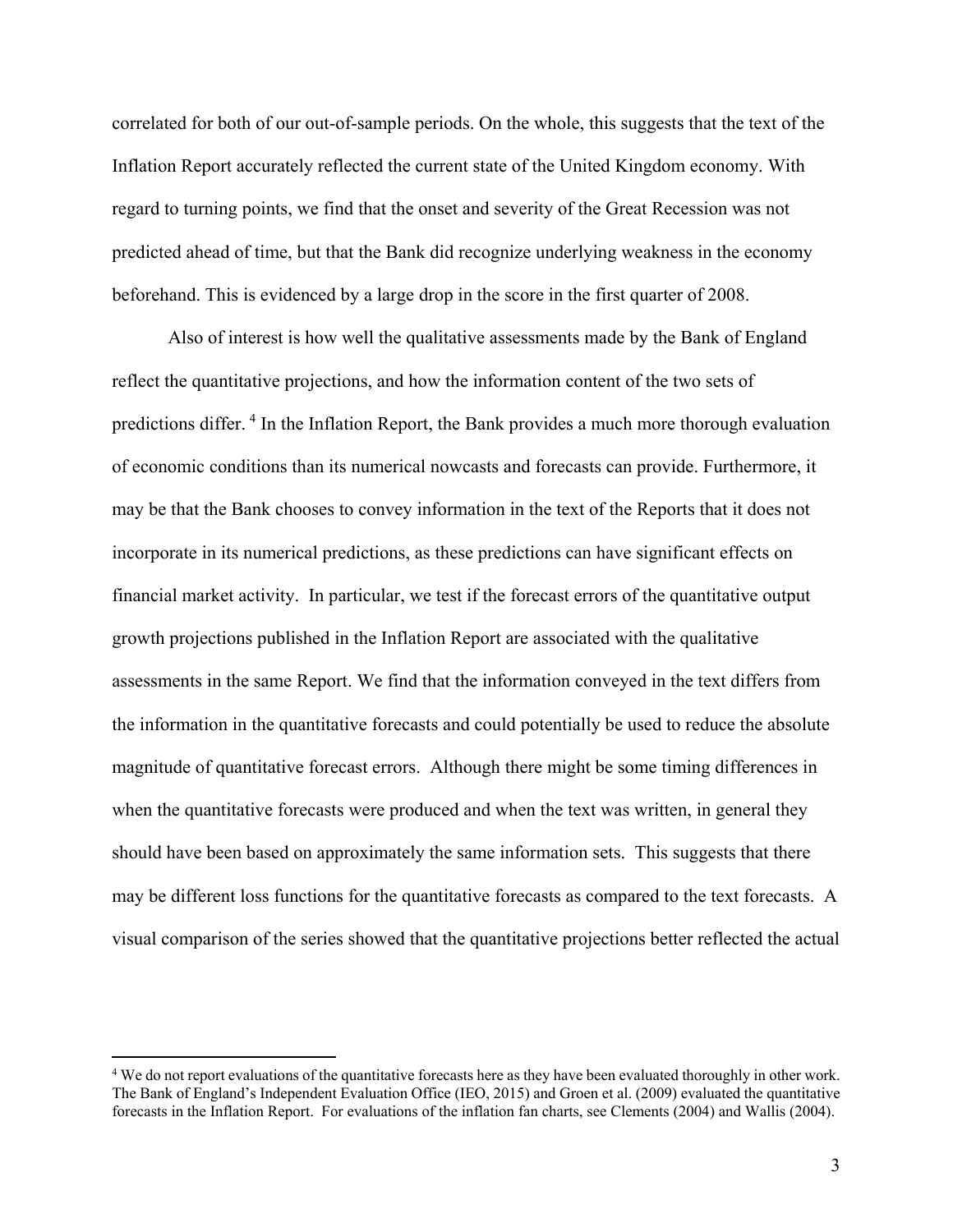correlated for both of our out-of-sample periods. On the whole, this suggests that the text of the Inflation Report accurately reflected the current state of the United Kingdom economy. With regard to turning points, we find that the onset and severity of the Great Recession was not predicted ahead of time, but that the Bank did recognize underlying weakness in the economy beforehand. This is evidenced by a large drop in the score in the first quarter of 2008.

Also of interest is how well the qualitative assessments made by the Bank of England reflect the quantitative projections, and how the information content of the two sets of predictions differ. [4] In the Inflation Report, the Bank provides a much more thorough evaluation of economic conditions than its numerical nowcasts and forecasts can provide. Furthermore, it may be that the Bank chooses to convey information in the text of the Reports that it does not incorporate in its numerical predictions, as these predictions can have significant effects on financial market activity. In particular, we test if the forecast errors of the quantitative output growth projections published in the Inflation Report are associated with the qualitative assessments in the same Report. We find that the information conveyed in the text differs from the information in the quantitative forecasts and could potentially be used to reduce the absolute magnitude of quantitative forecast errors. Although there might be some timing differences in when the quantitative forecasts were produced and when the text was written, in general they should have been based on approximately the same information sets. This suggests that there may be different loss functions for the quantitative forecasts as compared to the text forecasts. A visual comparison of the series showed that the quantitative projections better reflected the actual

[4] We do not report evaluations of the quantitative forecasts here as they have been evaluated thoroughly in other work. The Bank of England's Independent Evaluation Office (IEO, 2015) and Groen et al. (2009) evaluated the quantitative forecasts in the Inflation Report. For evaluations of the inflation fan charts, see Clements (2004) and Wallis (2004).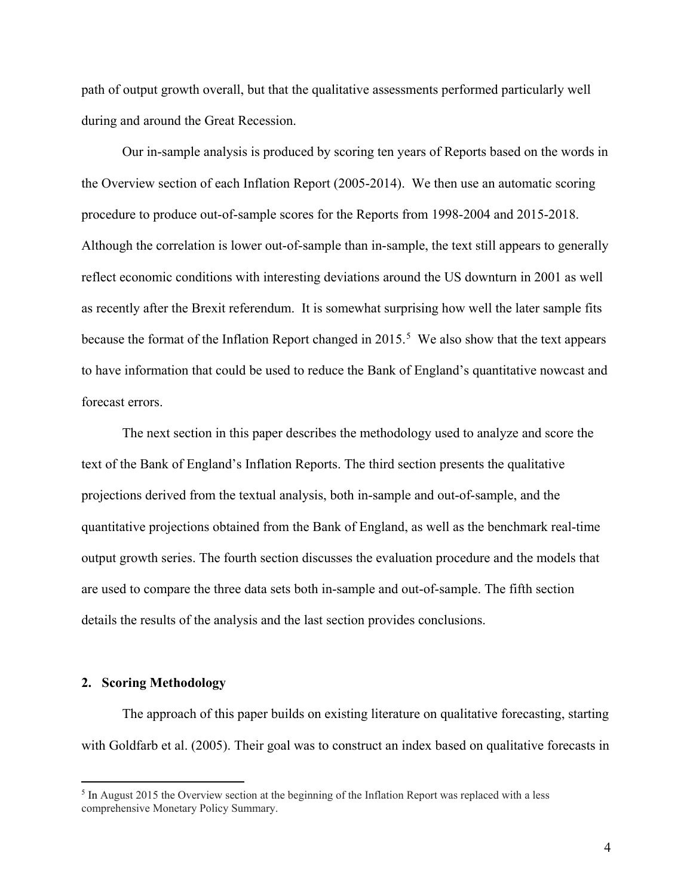path of output growth overall, but that the qualitative assessments performed particularly well during and around the Great Recession.

Our in-sample analysis is produced by scoring ten years of Reports based on the words in the Overview section of each Inflation Report (2005-2014). We then use an automatic scoring procedure to produce out-of-sample scores for the Reports from 1998-2004 and 2015-2018. Although the correlation is lower out-of-sample than in-sample, the text still appears to generally reflect economic conditions with interesting deviations around the US downturn in 2001 as well as recently after the Brexit referendum. It is somewhat surprising how well the later sample fits because the format of the Inflation Report changed in 2015.[5] We also show that the text appears to have information that could be used to reduce the Bank of England's quantitative nowcast and forecast errors.

The next section in this paper describes the methodology used to analyze and score the text of the Bank of England's Inflation Reports. The third section presents the qualitative projections derived from the textual analysis, both in-sample and out-of-sample, and the quantitative projections obtained from the Bank of England, as well as the benchmark real-time output growth series. The fourth section discusses the evaluation procedure and the models that are used to compare the three data sets both in-sample and out-of-sample. The fifth section details the results of the analysis and the last section provides conclusions.

## 2. Scoring Methodology

The approach of this paper builds on existing literature on qualitative forecasting, starting with Goldfarb et al. (2005). Their goal was to construct an index based on qualitative forecasts in

[5] In August 2015 the Overview section at the beginning of the Inflation Report was replaced with a less comprehensive Monetary Policy Summary.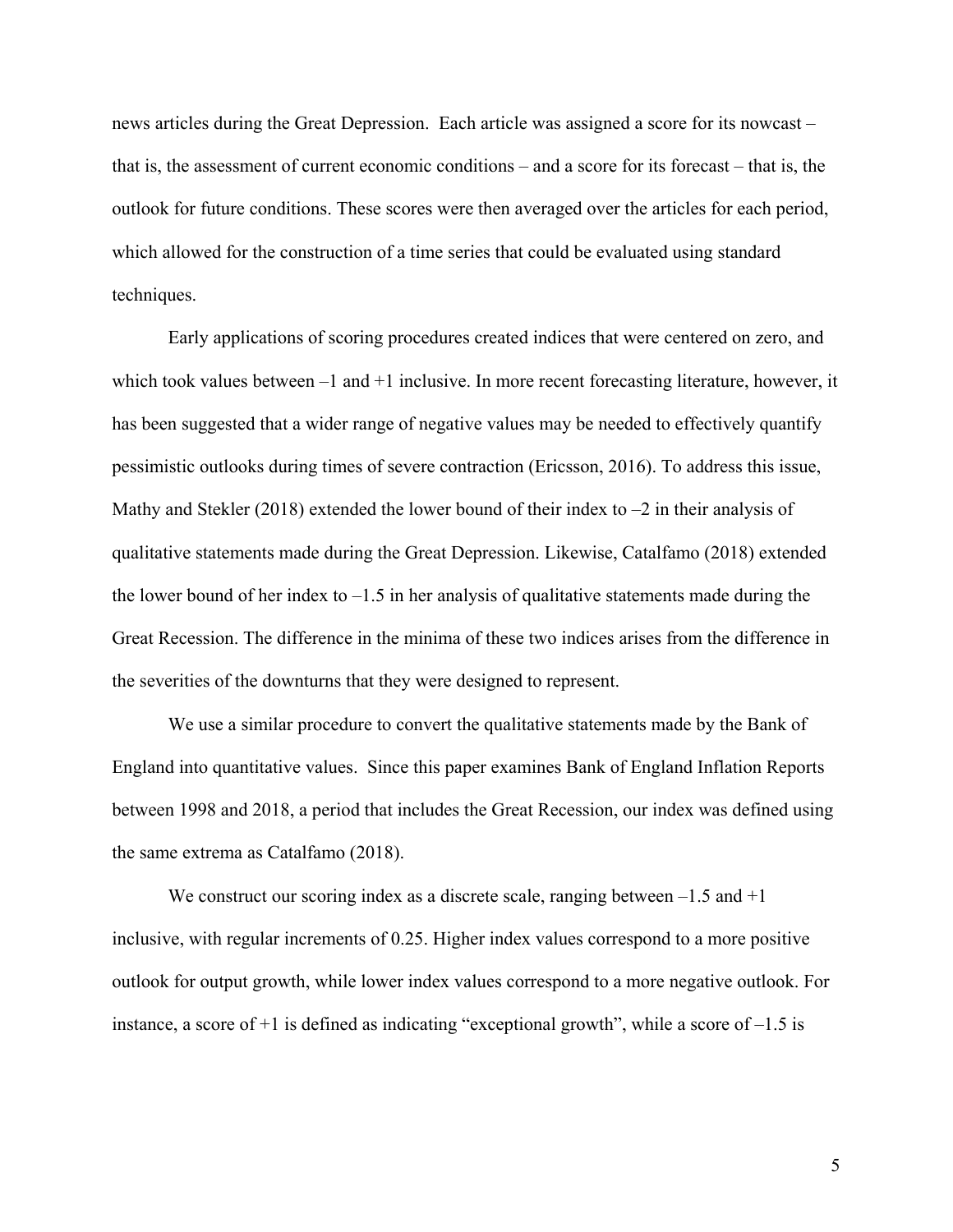news articles during the Great Depression. Each article was assigned a score for its nowcast – that is, the assessment of current economic conditions – and a score for its forecast – that is, the outlook for future conditions. These scores were then averaged over the articles for each period, which allowed for the construction of a time series that could be evaluated using standard techniques.

Early applications of scoring procedures created indices that were centered on zero, and which took values between –1 and +1 inclusive. In more recent forecasting literature, however, it has been suggested that a wider range of negative values may be needed to effectively quantify pessimistic outlooks during times of severe contraction (Ericsson, 2016). To address this issue, Mathy and Stekler (2018) extended the lower bound of their index to –2 in their analysis of qualitative statements made during the Great Depression. Likewise, Catalfamo (2018) extended the lower bound of her index to –1.5 in her analysis of qualitative statements made during the Great Recession. The difference in the minima of these two indices arises from the difference in the severities of the downturns that they were designed to represent.

We use a similar procedure to convert the qualitative statements made by the Bank of England into quantitative values. Since this paper examines Bank of England Inflation Reports between 1998 and 2018, a period that includes the Great Recession, our index was defined using the same extrema as Catalfamo (2018).

We construct our scoring index as a discrete scale, ranging between –1.5 and +1 inclusive, with regular increments of 0.25. Higher index values correspond to a more positive outlook for output growth, while lower index values correspond to a more negative outlook. For instance, a score of +1 is defined as indicating "exceptional growth", while a score of –1.5 is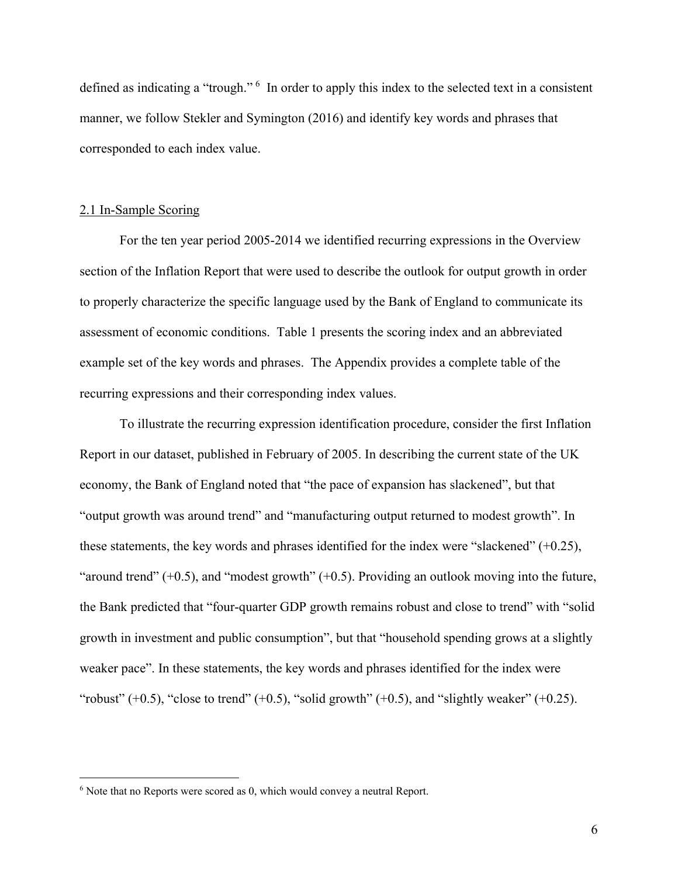defined as indicating a "trough." [6] In order to apply this index to the selected text in a consistent manner, we follow Stekler and Symington (2016) and identify key words and phrases that corresponded to each index value.

## 2.1 In-Sample Scoring

For the ten year period 2005-2014 we identified recurring expressions in the Overview section of the Inflation Report that were used to describe the outlook for output growth in order to properly characterize the specific language used by the Bank of England to communicate its assessment of economic conditions. Table 1 presents the scoring index and an abbreviated example set of the key words and phrases. The Appendix provides a complete table of the recurring expressions and their corresponding index values.

To illustrate the recurring expression identification procedure, consider the first Inflation Report in our dataset, published in February of 2005. In describing the current state of the UK economy, the Bank of England noted that "the pace of expansion has slackened", but that "output growth was around trend" and "manufacturing output returned to modest growth". In these statements, the key words and phrases identified for the index were "slackened" (+0.25), "around trend" (+0.5), and "modest growth" (+0.5). Providing an outlook moving into the future, the Bank predicted that "four-quarter GDP growth remains robust and close to trend" with "solid growth in investment and public consumption", but that "household spending grows at a slightly weaker pace". In these statements, the key words and phrases identified for the index were "robust" (+0.5), "close to trend" (+0.5), "solid growth" (+0.5), and "slightly weaker" (+0.25).

[6] Note that no Reports were scored as 0, which would convey a neutral Report.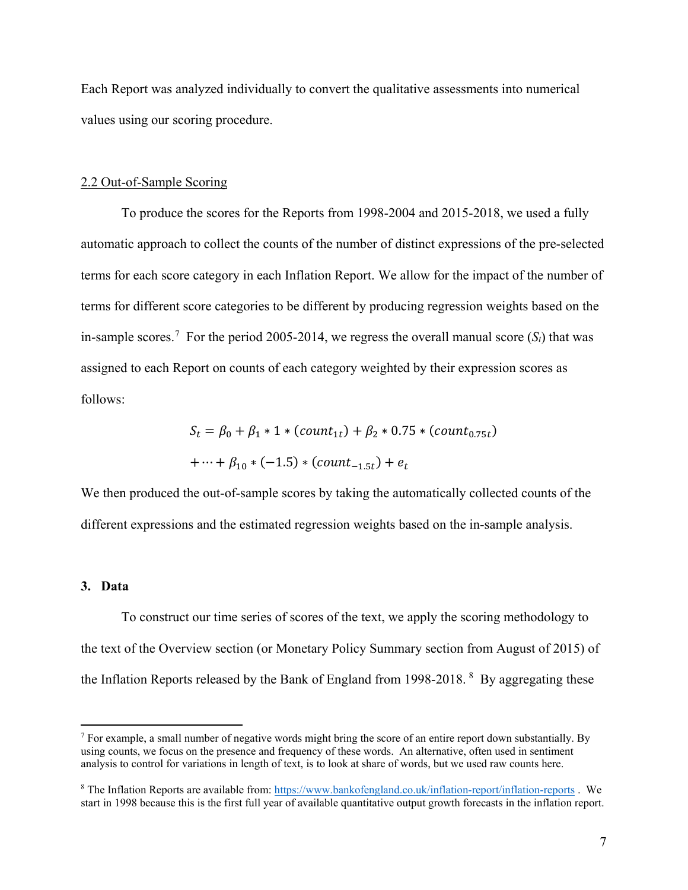Each Report was analyzed individually to convert the qualitative assessments into numerical values using our scoring procedure.

## 2.2 Out-of-Sample Scoring

To produce the scores for the Reports from 1998-2004 and 2015-2018, we used a fully automatic approach to collect the counts of the number of distinct expressions of the pre-selected terms for each score category in each Inflation Report. We allow for the impact of the number of terms for different score categories to be different by producing regression weights based on the in-sample scores.[7] For the period 2005-2014, we regress the overall manual score ($S_t$) that was assigned to each Report on counts of each category weighted by their expression scores as follows:

$$S_t = \beta_0 + \beta_1 * 1 * (count_{1t}) + \beta_2 * 0.75 * (count_{0.75t})$$
$$+ \cdots + \beta_{10} * (-1.5) * (count_{-1.5t}) + e_t$$

We then produced the out-of-sample scores by taking the automatically collected counts of the different expressions and the estimated regression weights based on the in-sample analysis.

# 3. Data

To construct our time series of scores of the text, we apply the scoring methodology to the text of the Overview section (or Monetary Policy Summary section from August of 2015) of the Inflation Reports released by the Bank of England from 1998-2018.[8] By aggregating these

---

[7] For example, a small number of negative words might bring the score of an entire report down substantially. By using counts, we focus on the presence and frequency of these words. An alternative, often used in sentiment analysis to control for variations in length of text, is to look at share of words, but we used raw counts here.

[8] The Inflation Reports are available from: https://www.bankofengland.co.uk/inflation-report/inflation-reports . We start in 1998 because this is the first full year of available quantitative output growth forecasts in the inflation report.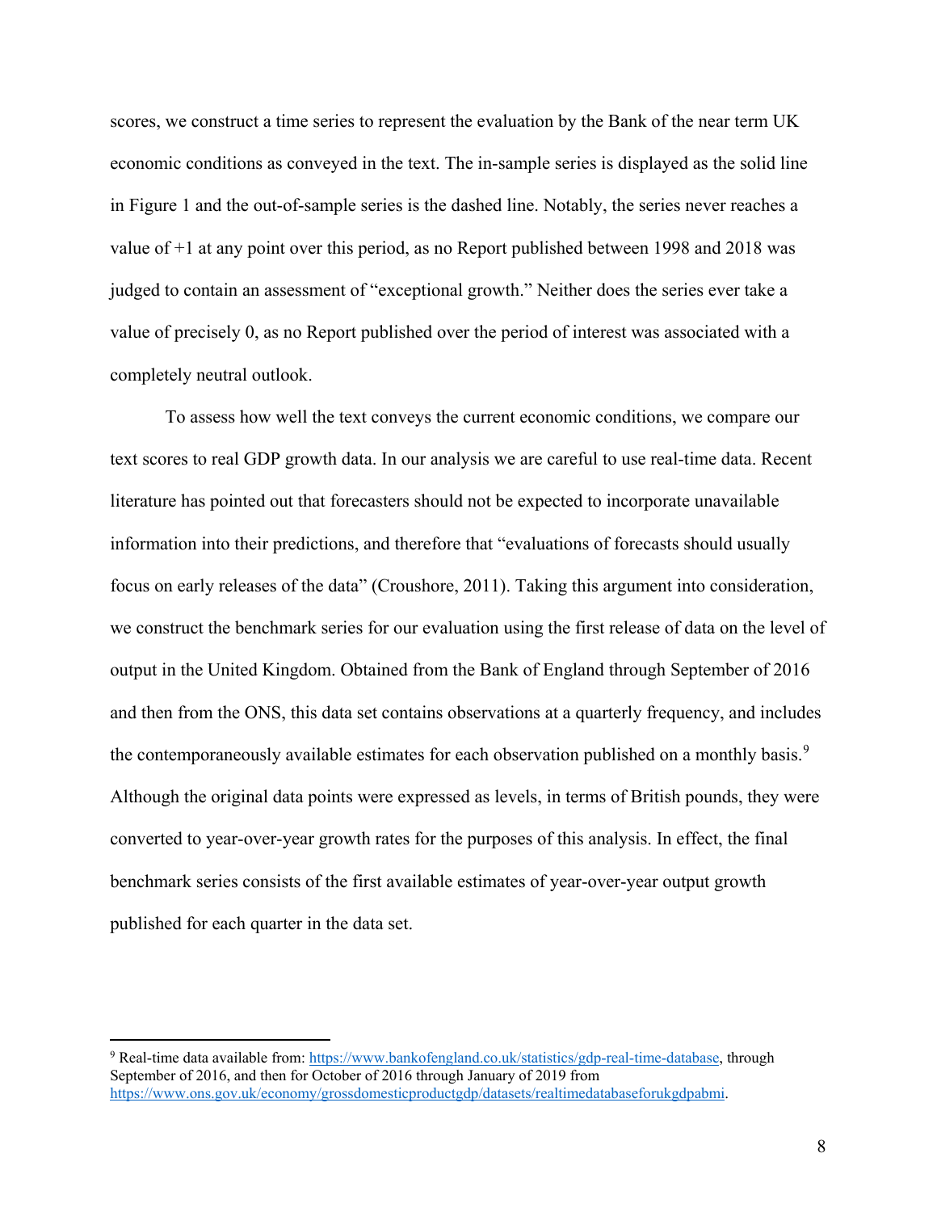scores, we construct a time series to represent the evaluation by the Bank of the near term UK economic conditions as conveyed in the text. The in-sample series is displayed as the solid line in Figure 1 and the out-of-sample series is the dashed line. Notably, the series never reaches a value of +1 at any point over this period, as no Report published between 1998 and 2018 was judged to contain an assessment of "exceptional growth." Neither does the series ever take a value of precisely 0, as no Report published over the period of interest was associated with a completely neutral outlook.

To assess how well the text conveys the current economic conditions, we compare our text scores to real GDP growth data. In our analysis we are careful to use real-time data. Recent literature has pointed out that forecasters should not be expected to incorporate unavailable information into their predictions, and therefore that "evaluations of forecasts should usually focus on early releases of the data" (Croushore, 2011). Taking this argument into consideration, we construct the benchmark series for our evaluation using the first release of data on the level of output in the United Kingdom. Obtained from the Bank of England through September of 2016 and then from the ONS, this data set contains observations at a quarterly frequency, and includes the contemporaneously available estimates for each observation published on a monthly basis.[9] Although the original data points were expressed as levels, in terms of British pounds, they were converted to year-over-year growth rates for the purposes of this analysis. In effect, the final benchmark series consists of the first available estimates of year-over-year output growth published for each quarter in the data set.

---

[9] Real-time data available from: https://www.bankofengland.co.uk/statistics/gdp-real-time-database, through September of 2016, and then for October of 2016 through January of 2019 from https://www.ons.gov.uk/economy/grossdomesticproductgdp/datasets/realtimedatabaseforukgdpabmi.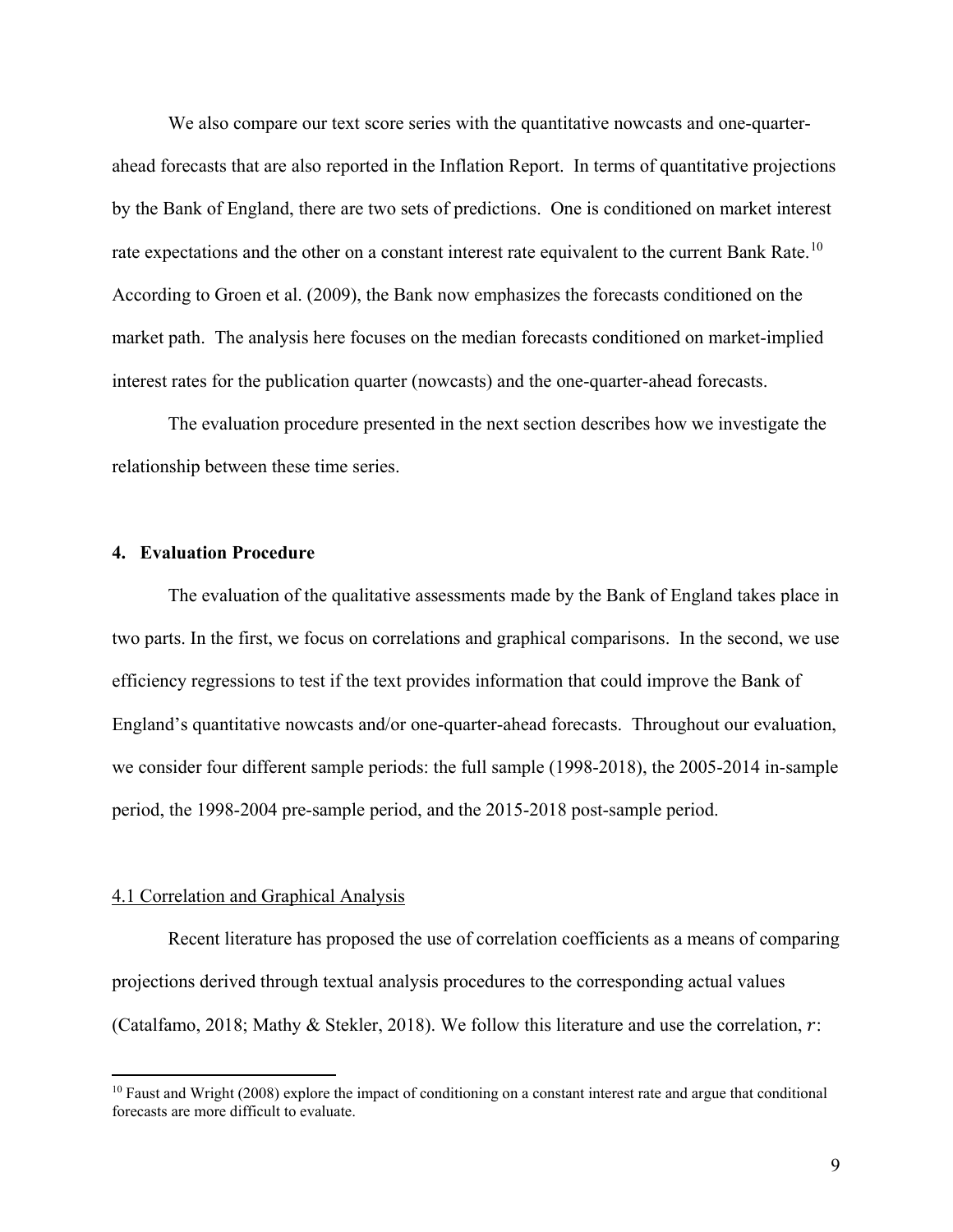We also compare our text score series with the quantitative nowcasts and one-quarter-ahead forecasts that are also reported in the Inflation Report. In terms of quantitative projections by the Bank of England, there are two sets of predictions. One is conditioned on market interest rate expectations and the other on a constant interest rate equivalent to the current Bank Rate.[10] According to Groen et al. (2009), the Bank now emphasizes the forecasts conditioned on the market path. The analysis here focuses on the median forecasts conditioned on market-implied interest rates for the publication quarter (nowcasts) and the one-quarter-ahead forecasts.

The evaluation procedure presented in the next section describes how we investigate the relationship between these time series.

## 4. Evaluation Procedure

The evaluation of the qualitative assessments made by the Bank of England takes place in two parts. In the first, we focus on correlations and graphical comparisons. In the second, we use efficiency regressions to test if the text provides information that could improve the Bank of England's quantitative nowcasts and/or one-quarter-ahead forecasts. Throughout our evaluation, we consider four different sample periods: the full sample (1998-2018), the 2005-2014 in-sample period, the 1998-2004 pre-sample period, and the 2015-2018 post-sample period.

### 4.1 Correlation and Graphical Analysis

Recent literature has proposed the use of correlation coefficients as a means of comparing projections derived through textual analysis procedures to the corresponding actual values (Catalfamo, 2018; Mathy & Stekler, 2018). We follow this literature and use the correlation, $r$:

[10] Faust and Wright (2008) explore the impact of conditioning on a constant interest rate and argue that conditional forecasts are more difficult to evaluate.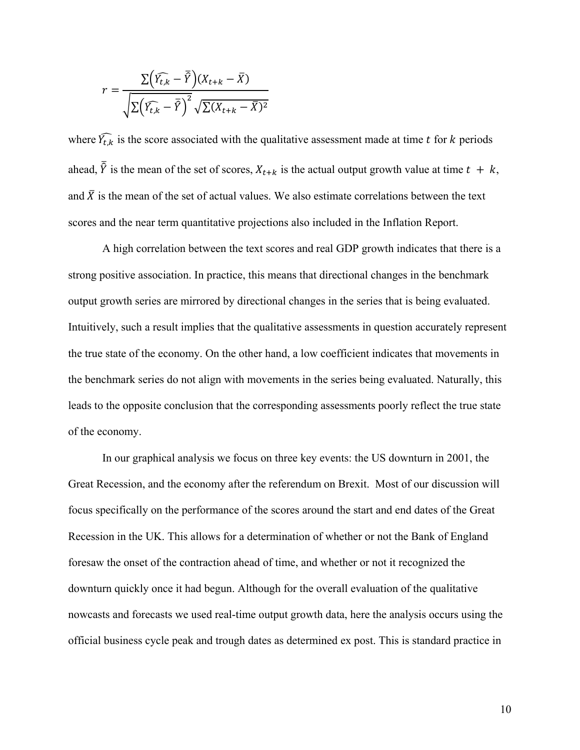$$r = \frac{\sum\left(\widehat{Y_{t,k}} - \bar{\bar{Y}}\right)(X_{t+k} - \bar{X})}{\sqrt{\sum\left(\widehat{Y_{t,k}} - \bar{\bar{Y}}\right)^2}\sqrt{\sum(X_{t+k} - \bar{X})^2}}$$

where $\widehat{Y_{t,k}}$ is the score associated with the qualitative assessment made at time $t$ for $k$ periods ahead, $\bar{\bar{Y}}$ is the mean of the set of scores, $X_{t+k}$ is the actual output growth value at time $t + k$, and $\bar{X}$ is the mean of the set of actual values. We also estimate correlations between the text scores and the near term quantitative projections also included in the Inflation Report.

A high correlation between the text scores and real GDP growth indicates that there is a strong positive association. In practice, this means that directional changes in the benchmark output growth series are mirrored by directional changes in the series that is being evaluated. Intuitively, such a result implies that the qualitative assessments in question accurately represent the true state of the economy. On the other hand, a low coefficient indicates that movements in the benchmark series do not align with movements in the series being evaluated. Naturally, this leads to the opposite conclusion that the corresponding assessments poorly reflect the true state of the economy.

In our graphical analysis we focus on three key events: the US downturn in 2001, the Great Recession, and the economy after the referendum on Brexit. Most of our discussion will focus specifically on the performance of the scores around the start and end dates of the Great Recession in the UK. This allows for a determination of whether or not the Bank of England foresaw the onset of the contraction ahead of time, and whether or not it recognized the downturn quickly once it had begun. Although for the overall evaluation of the qualitative nowcasts and forecasts we used real-time output growth data, here the analysis occurs using the official business cycle peak and trough dates as determined ex post. This is standard practice in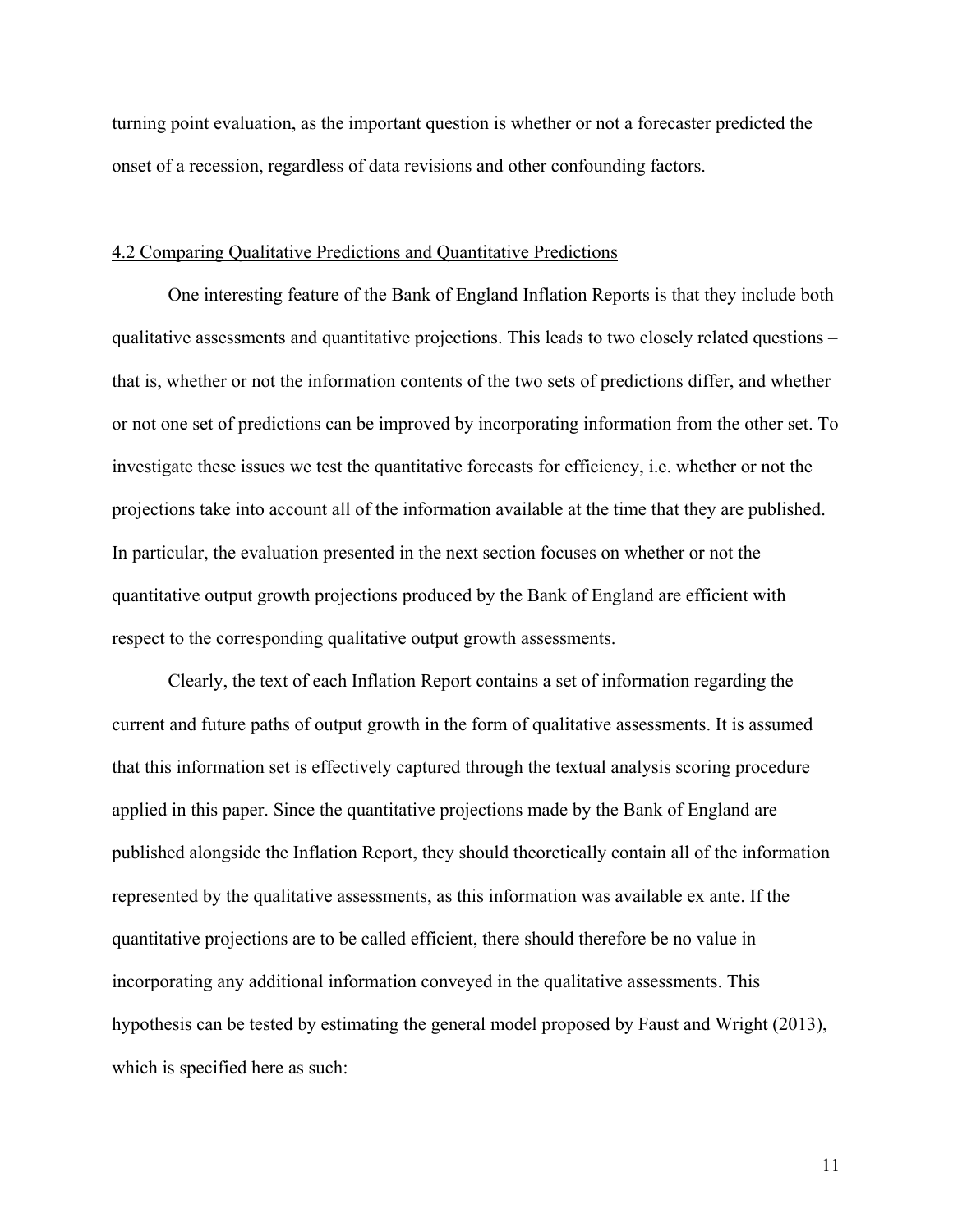turning point evaluation, as the important question is whether or not a forecaster predicted the onset of a recession, regardless of data revisions and other confounding factors.

### 4.2 Comparing Qualitative Predictions and Quantitative Predictions

One interesting feature of the Bank of England Inflation Reports is that they include both qualitative assessments and quantitative projections. This leads to two closely related questions – that is, whether or not the information contents of the two sets of predictions differ, and whether or not one set of predictions can be improved by incorporating information from the other set. To investigate these issues we test the quantitative forecasts for efficiency, i.e. whether or not the projections take into account all of the information available at the time that they are published. In particular, the evaluation presented in the next section focuses on whether or not the quantitative output growth projections produced by the Bank of England are efficient with respect to the corresponding qualitative output growth assessments.

Clearly, the text of each Inflation Report contains a set of information regarding the current and future paths of output growth in the form of qualitative assessments. It is assumed that this information set is effectively captured through the textual analysis scoring procedure applied in this paper. Since the quantitative projections made by the Bank of England are published alongside the Inflation Report, they should theoretically contain all of the information represented by the qualitative assessments, as this information was available ex ante. If the quantitative projections are to be called efficient, there should therefore be no value in incorporating any additional information conveyed in the qualitative assessments. This hypothesis can be tested by estimating the general model proposed by Faust and Wright (2013), which is specified here as such: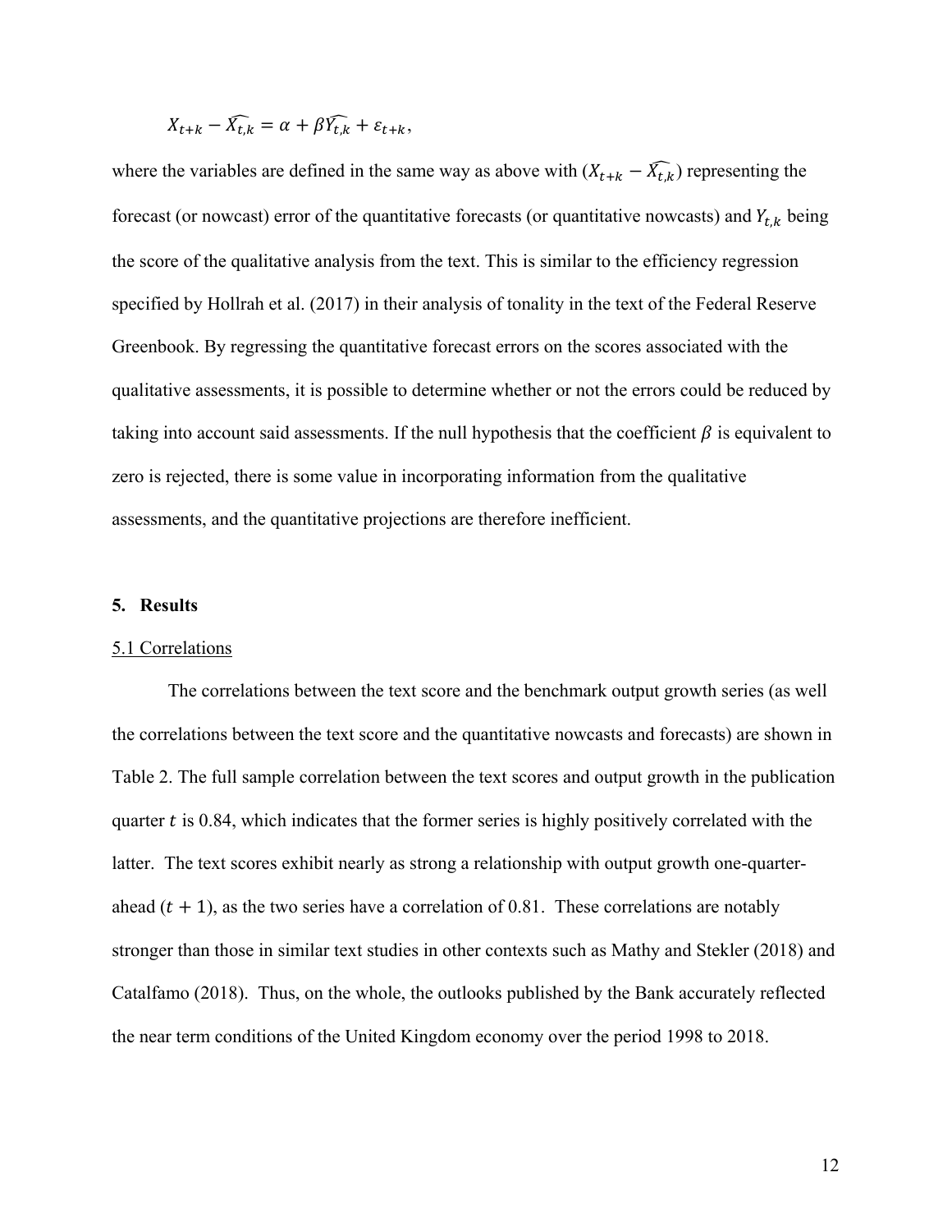$$X_{t+k} - \widehat{X_{t,k}} = \alpha + \beta \widehat{Y_{t,k}} + \varepsilon_{t+k},$$

where the variables are defined in the same way as above with $(X_{t+k} - \widehat{X_{t,k}})$ representing the forecast (or nowcast) error of the quantitative forecasts (or quantitative nowcasts) and $Y_{t,k}$ being the score of the qualitative analysis from the text. This is similar to the efficiency regression specified by Hollrah et al. (2017) in their analysis of tonality in the text of the Federal Reserve Greenbook. By regressing the quantitative forecast errors on the scores associated with the qualitative assessments, it is possible to determine whether or not the errors could be reduced by taking into account said assessments. If the null hypothesis that the coefficient $\beta$ is equivalent to zero is rejected, there is some value in incorporating information from the qualitative assessments, and the quantitative projections are therefore inefficient.

## 5. Results

### 5.1 Correlations

The correlations between the text score and the benchmark output growth series (as well the correlations between the text score and the quantitative nowcasts and forecasts) are shown in Table 2. The full sample correlation between the text scores and output growth in the publication quarter $t$ is 0.84, which indicates that the former series is highly positively correlated with the latter. The text scores exhibit nearly as strong a relationship with output growth one-quarter-ahead ($t + 1$), as the two series have a correlation of 0.81. These correlations are notably stronger than those in similar text studies in other contexts such as Mathy and Stekler (2018) and Catalfamo (2018). Thus, on the whole, the outlooks published by the Bank accurately reflected the near term conditions of the United Kingdom economy over the period 1998 to 2018.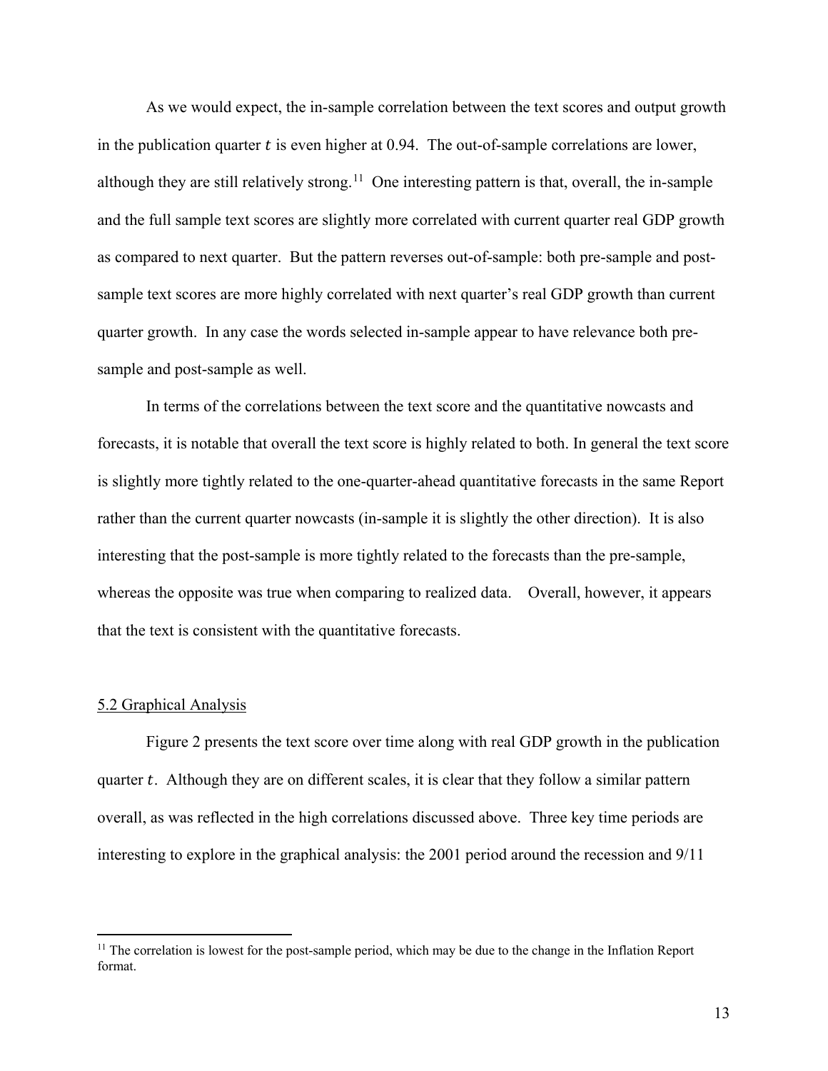As we would expect, the in-sample correlation between the text scores and output growth in the publication quarter $t$ is even higher at 0.94. The out-of-sample correlations are lower, although they are still relatively strong.[11] One interesting pattern is that, overall, the in-sample and the full sample text scores are slightly more correlated with current quarter real GDP growth as compared to next quarter. But the pattern reverses out-of-sample: both pre-sample and post-sample text scores are more highly correlated with next quarter's real GDP growth than current quarter growth. In any case the words selected in-sample appear to have relevance both pre-sample and post-sample as well.

In terms of the correlations between the text score and the quantitative nowcasts and forecasts, it is notable that overall the text score is highly related to both. In general the text score is slightly more tightly related to the one-quarter-ahead quantitative forecasts in the same Report rather than the current quarter nowcasts (in-sample it is slightly the other direction). It is also interesting that the post-sample is more tightly related to the forecasts than the pre-sample, whereas the opposite was true when comparing to realized data. Overall, however, it appears that the text is consistent with the quantitative forecasts.

### 5.2 Graphical Analysis

Figure 2 presents the text score over time along with real GDP growth in the publication quarter $t$. Although they are on different scales, it is clear that they follow a similar pattern overall, as was reflected in the high correlations discussed above. Three key time periods are interesting to explore in the graphical analysis: the 2001 period around the recession and 9/11

[11] The correlation is lowest for the post-sample period, which may be due to the change in the Inflation Report format.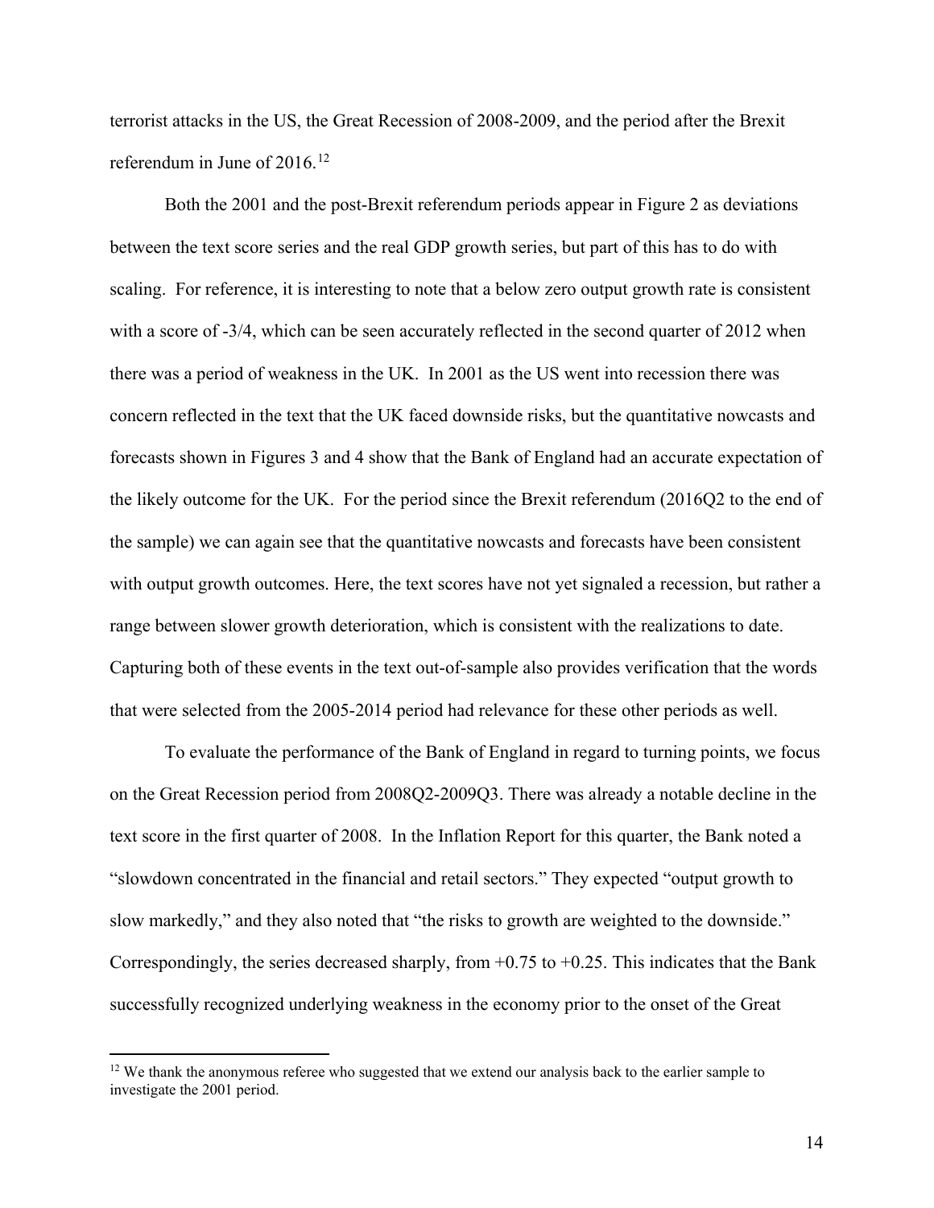terrorist attacks in the US, the Great Recession of 2008-2009, and the period after the Brexit referendum in June of 2016.[12]

Both the 2001 and the post-Brexit referendum periods appear in Figure 2 as deviations between the text score series and the real GDP growth series, but part of this has to do with scaling. For reference, it is interesting to note that a below zero output growth rate is consistent with a score of -3/4, which can be seen accurately reflected in the second quarter of 2012 when there was a period of weakness in the UK. In 2001 as the US went into recession there was concern reflected in the text that the UK faced downside risks, but the quantitative nowcasts and forecasts shown in Figures 3 and 4 show that the Bank of England had an accurate expectation of the likely outcome for the UK. For the period since the Brexit referendum (2016Q2 to the end of the sample) we can again see that the quantitative nowcasts and forecasts have been consistent with output growth outcomes. Here, the text scores have not yet signaled a recession, but rather a range between slower growth deterioration, which is consistent with the realizations to date. Capturing both of these events in the text out-of-sample also provides verification that the words that were selected from the 2005-2014 period had relevance for these other periods as well.

To evaluate the performance of the Bank of England in regard to turning points, we focus on the Great Recession period from 2008Q2-2009Q3. There was already a notable decline in the text score in the first quarter of 2008. In the Inflation Report for this quarter, the Bank noted a "slowdown concentrated in the financial and retail sectors." They expected "output growth to slow markedly," and they also noted that "the risks to growth are weighted to the downside." Correspondingly, the series decreased sharply, from +0.75 to +0.25. This indicates that the Bank successfully recognized underlying weakness in the economy prior to the onset of the Great

[12] We thank the anonymous referee who suggested that we extend our analysis back to the earlier sample to investigate the 2001 period.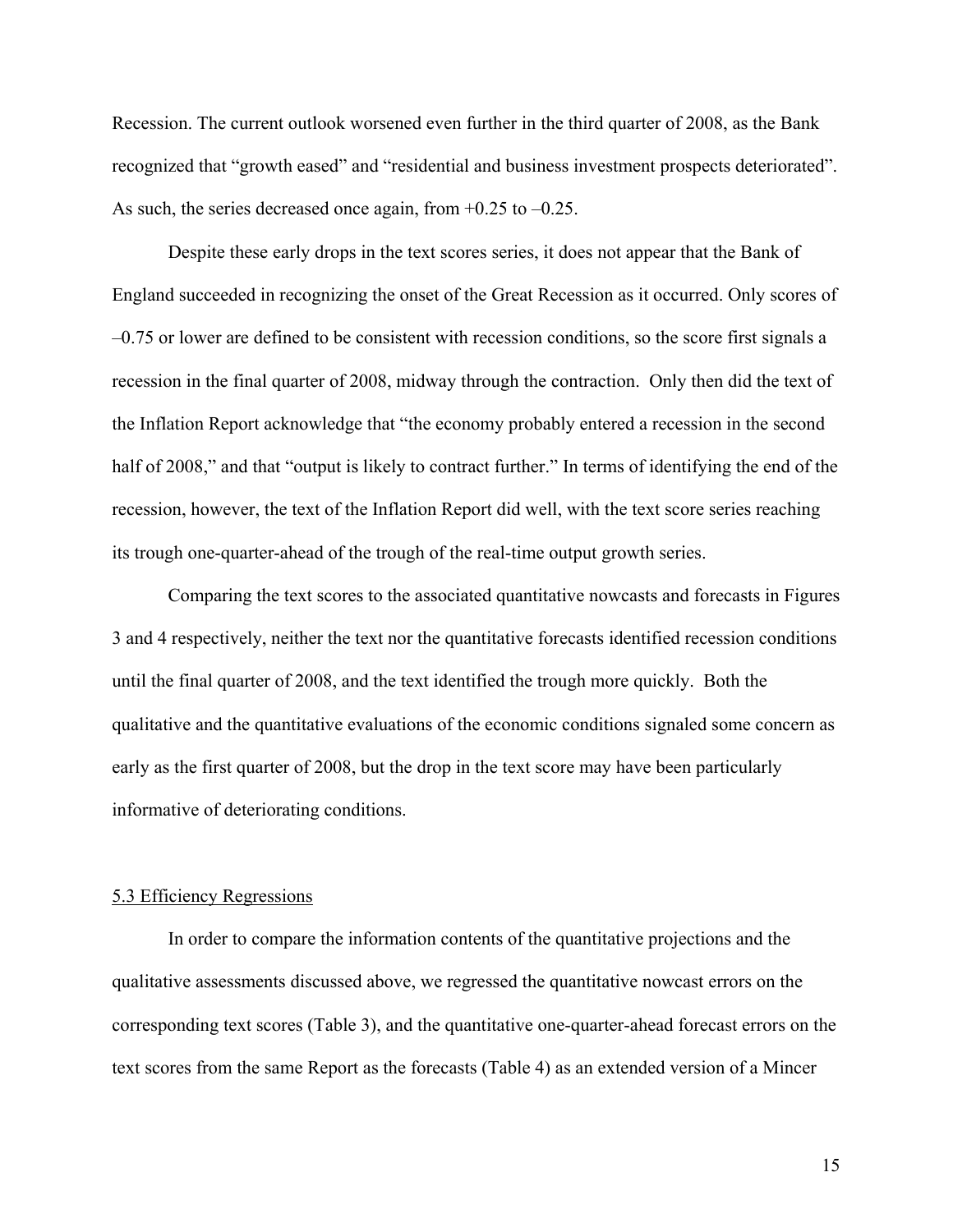Recession. The current outlook worsened even further in the third quarter of 2008, as the Bank recognized that "growth eased" and "residential and business investment prospects deteriorated". As such, the series decreased once again, from +0.25 to –0.25.

Despite these early drops in the text scores series, it does not appear that the Bank of England succeeded in recognizing the onset of the Great Recession as it occurred. Only scores of –0.75 or lower are defined to be consistent with recession conditions, so the score first signals a recession in the final quarter of 2008, midway through the contraction. Only then did the text of the Inflation Report acknowledge that "the economy probably entered a recession in the second half of 2008," and that "output is likely to contract further." In terms of identifying the end of the recession, however, the text of the Inflation Report did well, with the text score series reaching its trough one-quarter-ahead of the trough of the real-time output growth series.

Comparing the text scores to the associated quantitative nowcasts and forecasts in Figures 3 and 4 respectively, neither the text nor the quantitative forecasts identified recession conditions until the final quarter of 2008, and the text identified the trough more quickly. Both the qualitative and the quantitative evaluations of the economic conditions signaled some concern as early as the first quarter of 2008, but the drop in the text score may have been particularly informative of deteriorating conditions.

### 5.3 Efficiency Regressions

In order to compare the information contents of the quantitative projections and the qualitative assessments discussed above, we regressed the quantitative nowcast errors on the corresponding text scores (Table 3), and the quantitative one-quarter-ahead forecast errors on the text scores from the same Report as the forecasts (Table 4) as an extended version of a Mincer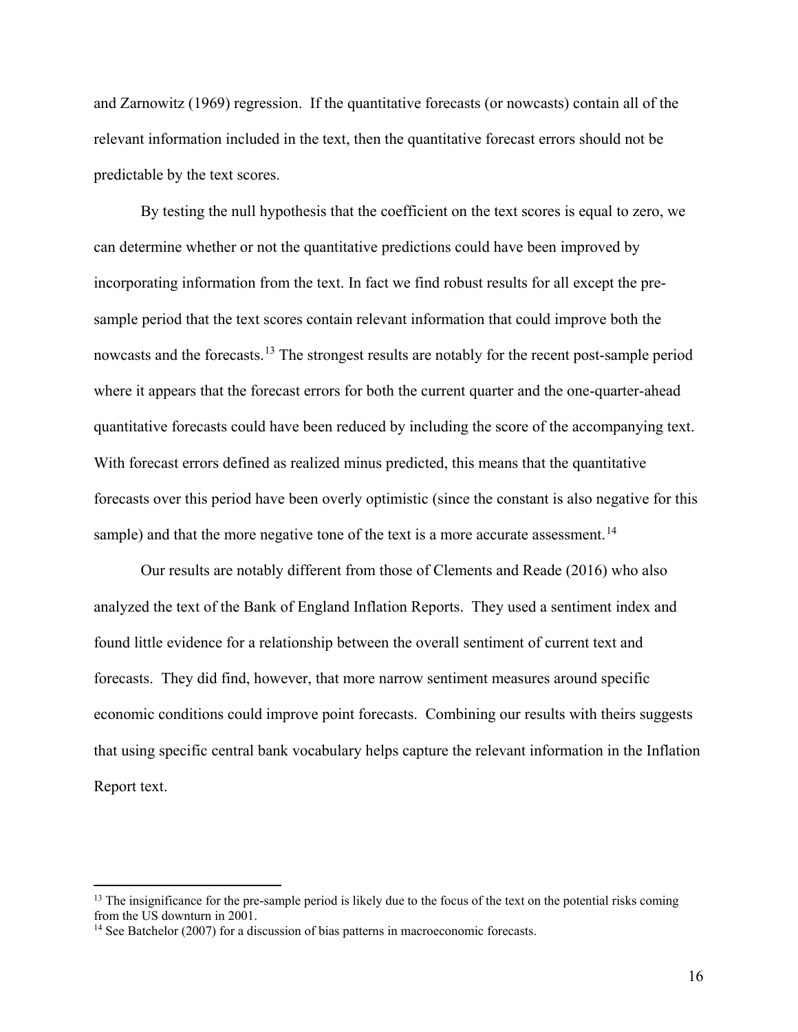and Zarnowitz (1969) regression. If the quantitative forecasts (or nowcasts) contain all of the relevant information included in the text, then the quantitative forecast errors should not be predictable by the text scores.

By testing the null hypothesis that the coefficient on the text scores is equal to zero, we can determine whether or not the quantitative predictions could have been improved by incorporating information from the text. In fact we find robust results for all except the pre-sample period that the text scores contain relevant information that could improve both the nowcasts and the forecasts.[13] The strongest results are notably for the recent post-sample period where it appears that the forecast errors for both the current quarter and the one-quarter-ahead quantitative forecasts could have been reduced by including the score of the accompanying text. With forecast errors defined as realized minus predicted, this means that the quantitative forecasts over this period have been overly optimistic (since the constant is also negative for this sample) and that the more negative tone of the text is a more accurate assessment.[14]

Our results are notably different from those of Clements and Reade (2016) who also analyzed the text of the Bank of England Inflation Reports. They used a sentiment index and found little evidence for a relationship between the overall sentiment of current text and forecasts. They did find, however, that more narrow sentiment measures around specific economic conditions could improve point forecasts. Combining our results with theirs suggests that using specific central bank vocabulary helps capture the relevant information in the Inflation Report text.

---

[13] The insignificance for the pre-sample period is likely due to the focus of the text on the potential risks coming from the US downturn in 2001.

[14] See Batchelor (2007) for a discussion of bias patterns in macroeconomic forecasts.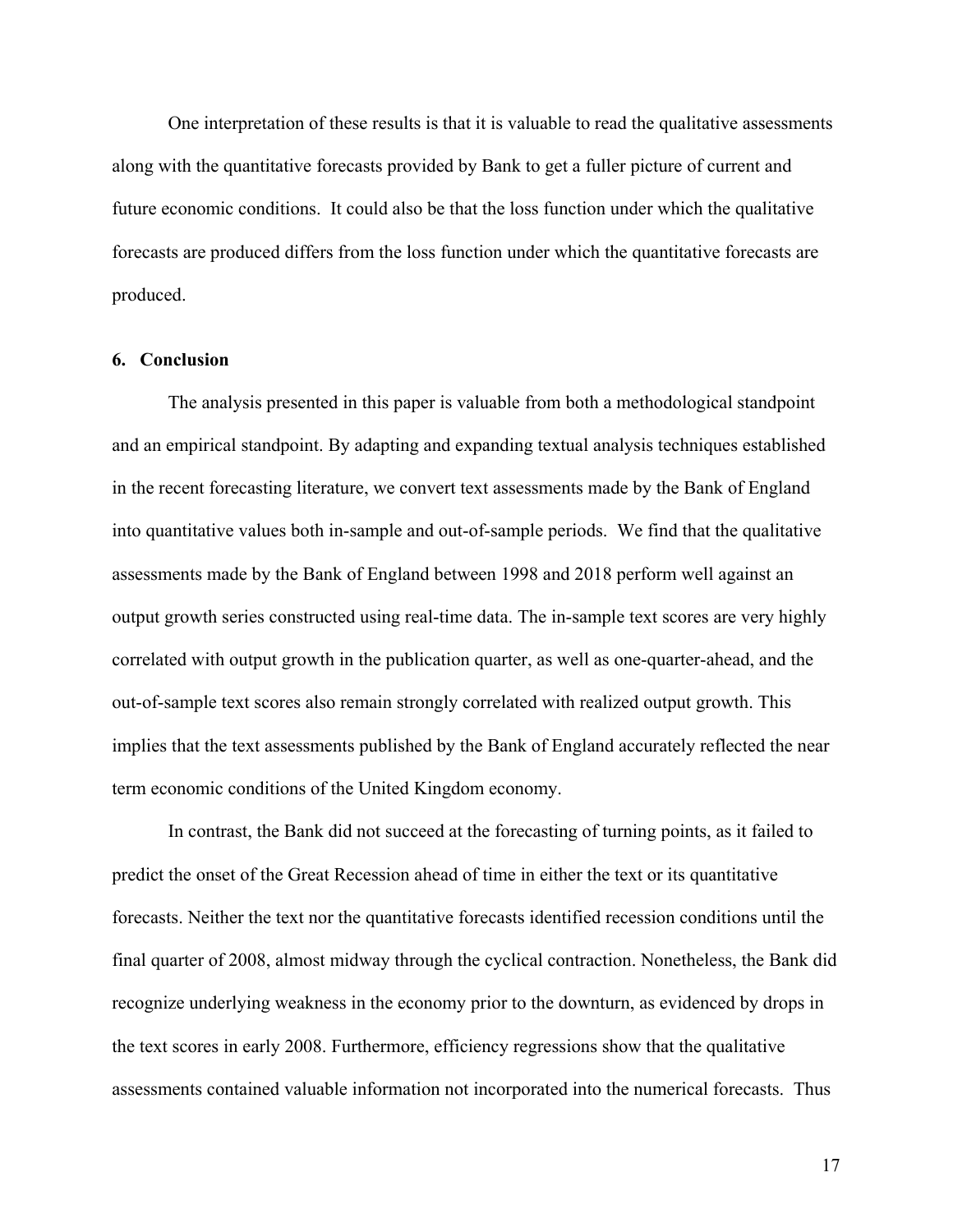One interpretation of these results is that it is valuable to read the qualitative assessments along with the quantitative forecasts provided by Bank to get a fuller picture of current and future economic conditions. It could also be that the loss function under which the qualitative forecasts are produced differs from the loss function under which the quantitative forecasts are produced.

## 6. Conclusion

The analysis presented in this paper is valuable from both a methodological standpoint and an empirical standpoint. By adapting and expanding textual analysis techniques established in the recent forecasting literature, we convert text assessments made by the Bank of England into quantitative values both in-sample and out-of-sample periods. We find that the qualitative assessments made by the Bank of England between 1998 and 2018 perform well against an output growth series constructed using real-time data. The in-sample text scores are very highly correlated with output growth in the publication quarter, as well as one-quarter-ahead, and the out-of-sample text scores also remain strongly correlated with realized output growth. This implies that the text assessments published by the Bank of England accurately reflected the near term economic conditions of the United Kingdom economy.

In contrast, the Bank did not succeed at the forecasting of turning points, as it failed to predict the onset of the Great Recession ahead of time in either the text or its quantitative forecasts. Neither the text nor the quantitative forecasts identified recession conditions until the final quarter of 2008, almost midway through the cyclical contraction. Nonetheless, the Bank did recognize underlying weakness in the economy prior to the downturn, as evidenced by drops in the text scores in early 2008. Furthermore, efficiency regressions show that the qualitative assessments contained valuable information not incorporated into the numerical forecasts. Thus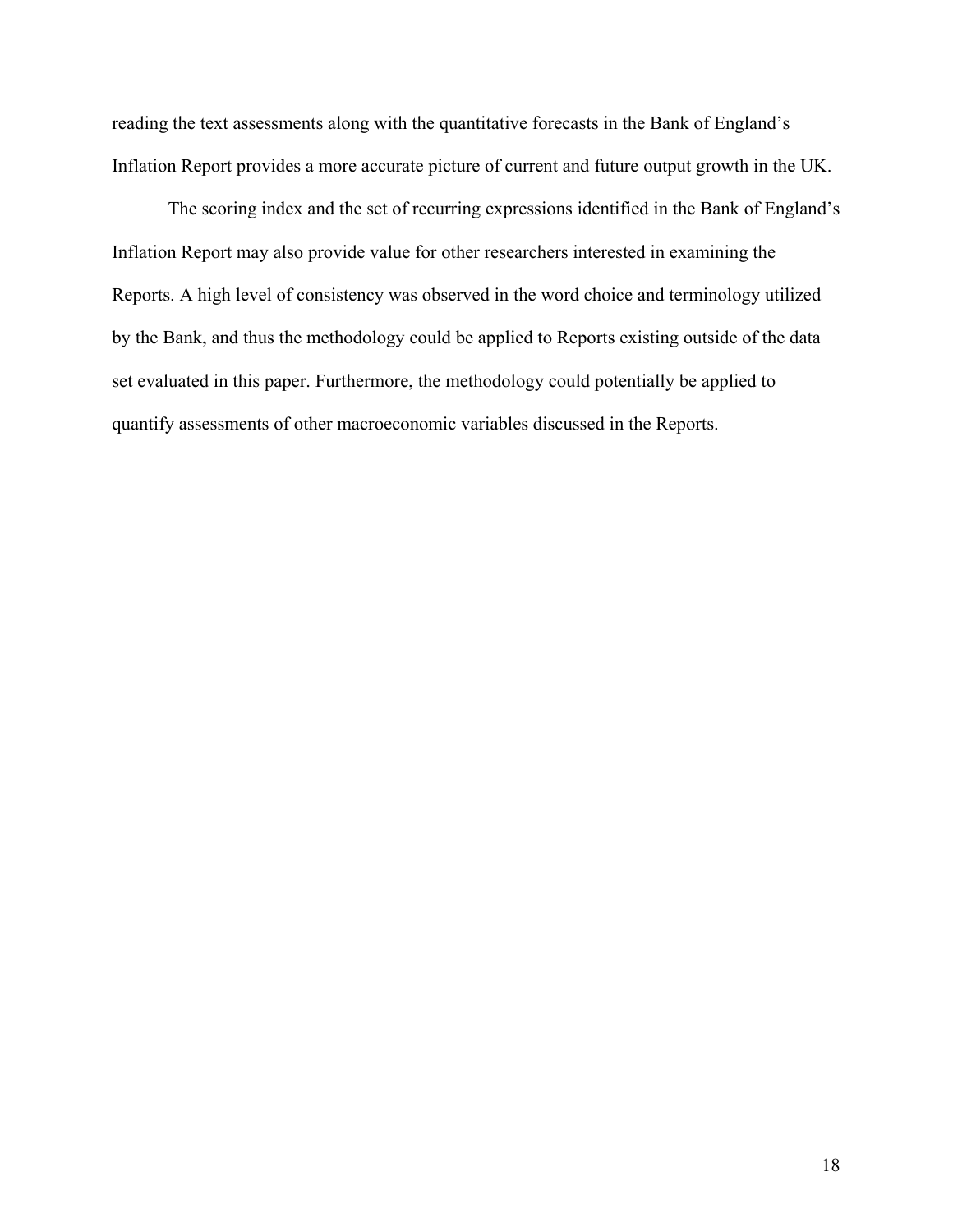reading the text assessments along with the quantitative forecasts in the Bank of England's Inflation Report provides a more accurate picture of current and future output growth in the UK.

The scoring index and the set of recurring expressions identified in the Bank of England's Inflation Report may also provide value for other researchers interested in examining the Reports. A high level of consistency was observed in the word choice and terminology utilized by the Bank, and thus the methodology could be applied to Reports existing outside of the data set evaluated in this paper. Furthermore, the methodology could potentially be applied to quantify assessments of other macroeconomic variables discussed in the Reports.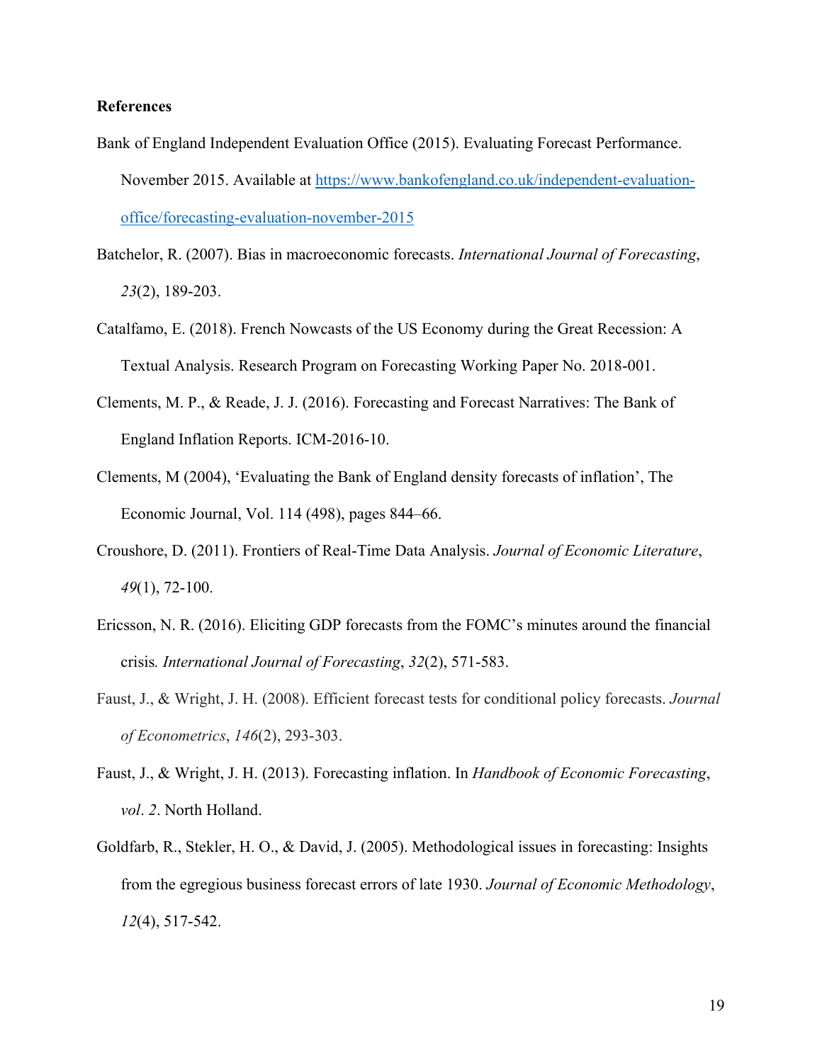**References**

Bank of England Independent Evaluation Office (2015). Evaluating Forecast Performance. November 2015. Available at [https://www.bankofengland.co.uk/independent-evaluation-office/forecasting-evaluation-november-2015](https://www.bankofengland.co.uk/independent-evaluation-office/forecasting-evaluation-november-2015)

Batchelor, R. (2007). Bias in macroeconomic forecasts. *International Journal of Forecasting*, *23*(2), 189-203.

Catalfamo, E. (2018). French Nowcasts of the US Economy during the Great Recession: A Textual Analysis. Research Program on Forecasting Working Paper No. 2018-001.

Clements, M. P., & Reade, J. J. (2016). Forecasting and Forecast Narratives: The Bank of England Inflation Reports. ICM-2016-10.

Clements, M (2004), 'Evaluating the Bank of England density forecasts of inflation', The Economic Journal, Vol. 114 (498), pages 844–66.

Croushore, D. (2011). Frontiers of Real-Time Data Analysis. *Journal of Economic Literature*, *49*(1), 72-100.

Ericsson, N. R. (2016). Eliciting GDP forecasts from the FOMC's minutes around the financial crisis*. International Journal of Forecasting*, *32*(2), 571-583.

Faust, J., & Wright, J. H. (2008). Efficient forecast tests for conditional policy forecasts. *Journal of Econometrics*, *146*(2), 293-303.

Faust, J., & Wright, J. H. (2013). Forecasting inflation. In *Handbook of Economic Forecasting*, *vol*. *2*. North Holland.

Goldfarb, R., Stekler, H. O., & David, J. (2005). Methodological issues in forecasting: Insights from the egregious business forecast errors of late 1930. *Journal of Economic Methodology*, *12*(4), 517-542.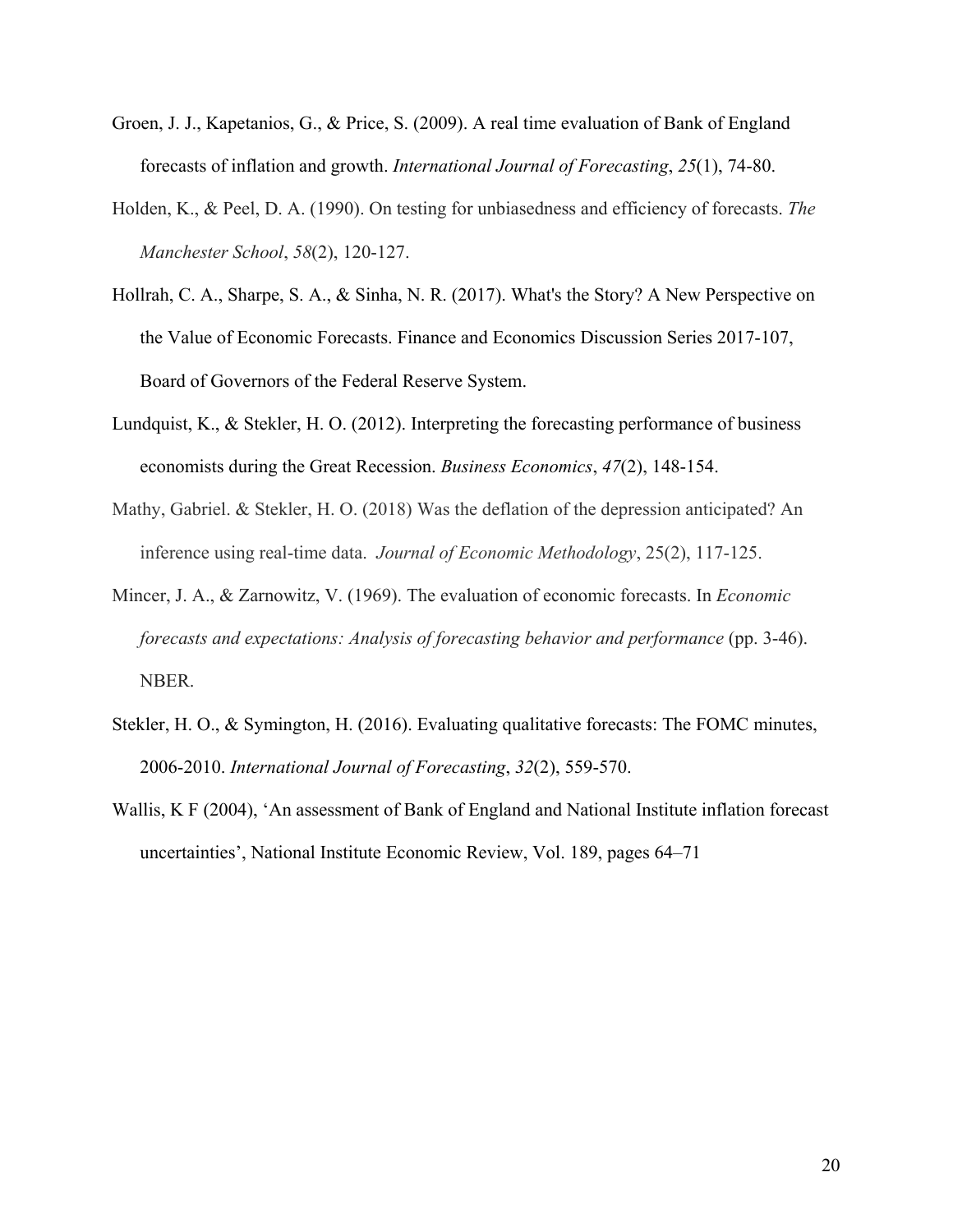Groen, J. J., Kapetanios, G., & Price, S. (2009). A real time evaluation of Bank of England forecasts of inflation and growth. *International Journal of Forecasting*, *25*(1), 74-80.

Holden, K., & Peel, D. A. (1990). On testing for unbiasedness and efficiency of forecasts. *The Manchester School*, *58*(2), 120-127.

Hollrah, C. A., Sharpe, S. A., & Sinha, N. R. (2017). What's the Story? A New Perspective on the Value of Economic Forecasts. Finance and Economics Discussion Series 2017-107, Board of Governors of the Federal Reserve System.

Lundquist, K., & Stekler, H. O. (2012). Interpreting the forecasting performance of business economists during the Great Recession. *Business Economics*, *47*(2), 148-154.

Mathy, Gabriel. & Stekler, H. O. (2018) Was the deflation of the depression anticipated? An inference using real-time data. *Journal of Economic Methodology*, 25(2), 117-125.

Mincer, J. A., & Zarnowitz, V. (1969). The evaluation of economic forecasts. In *Economic forecasts and expectations: Analysis of forecasting behavior and performance* (pp. 3-46). NBER.

Stekler, H. O., & Symington, H. (2016). Evaluating qualitative forecasts: The FOMC minutes, 2006-2010. *International Journal of Forecasting*, *32*(2), 559-570.

Wallis, K F (2004), 'An assessment of Bank of England and National Institute inflation forecast uncertainties', National Institute Economic Review, Vol. 189, pages 64–71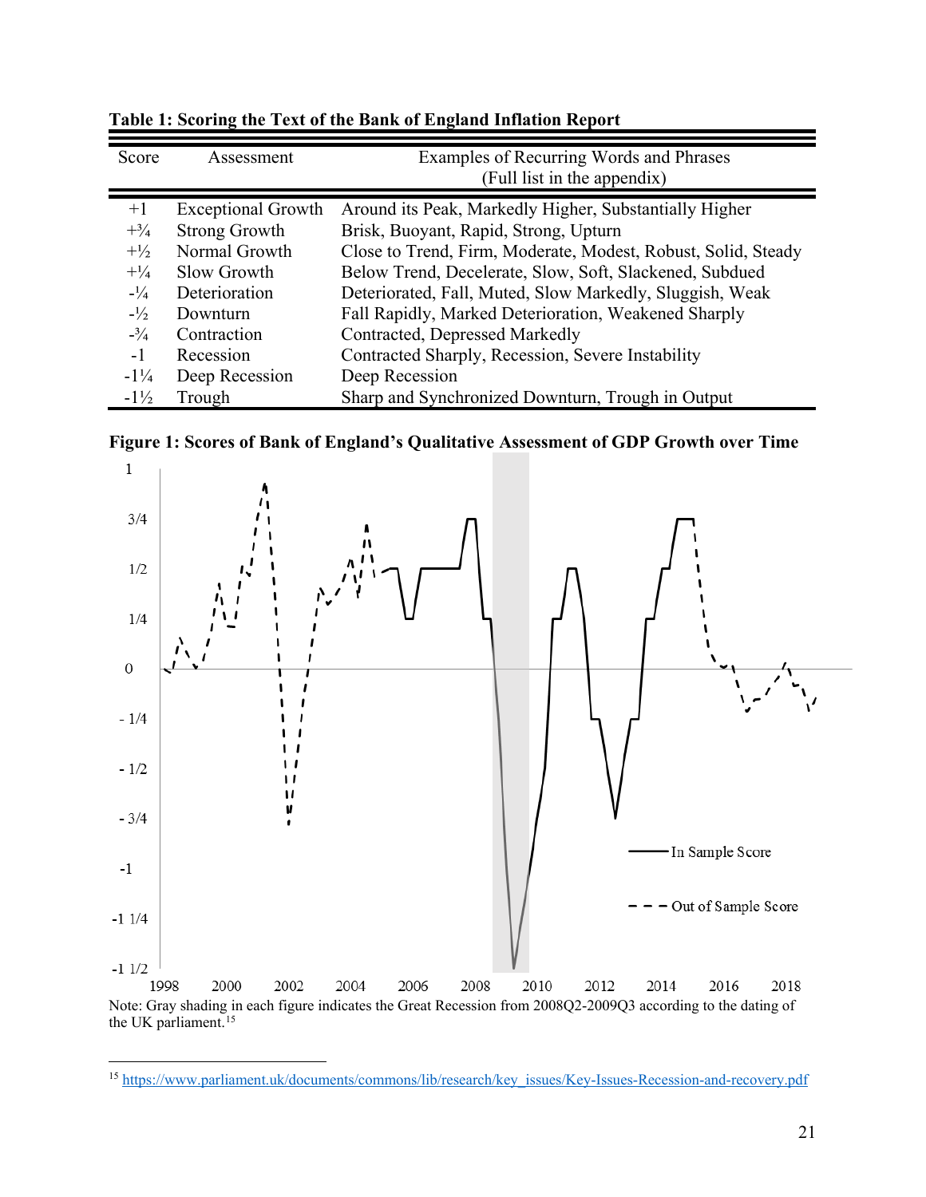**Table 1: Scoring the Text of the Bank of England Inflation Report**

| Score | Assessment | Examples of Recurring Words and Phrases (Full list in the appendix) |
|---|---|---|
| +1 | Exceptional Growth | Around its Peak, Markedly Higher, Substantially Higher |
| +¾ | Strong Growth | Brisk, Buoyant, Rapid, Strong, Upturn |
| +½ | Normal Growth | Close to Trend, Firm, Moderate, Modest, Robust, Solid, Steady |
| +¼ | Slow Growth | Below Trend, Decelerate, Slow, Soft, Slackened, Subdued |
| -¼ | Deterioration | Deteriorated, Fall, Muted, Slow Markedly, Sluggish, Weak |
| -½ | Downturn | Fall Rapidly, Marked Deterioration, Weakened Sharply |
| -¾ | Contraction | Contracted, Depressed Markedly |
| -1 | Recession | Contracted Sharply, Recession, Severe Instability |
| -1¼ | Deep Recession | Deep Recession |
| -1½ | Trough | Sharp and Synchronized Downturn, Trough in Output |

**Figure 1: Scores of Bank of England's Qualitative Assessment of GDP Growth over Time**

Note: Gray shading in each figure indicates the Great Recession from 2008Q2-2009Q3 according to the dating of the UK parliament.[15]

[15] https://www.parliament.uk/documents/commons/lib/research/key_issues/Key-Issues-Recession-and-recovery.pdf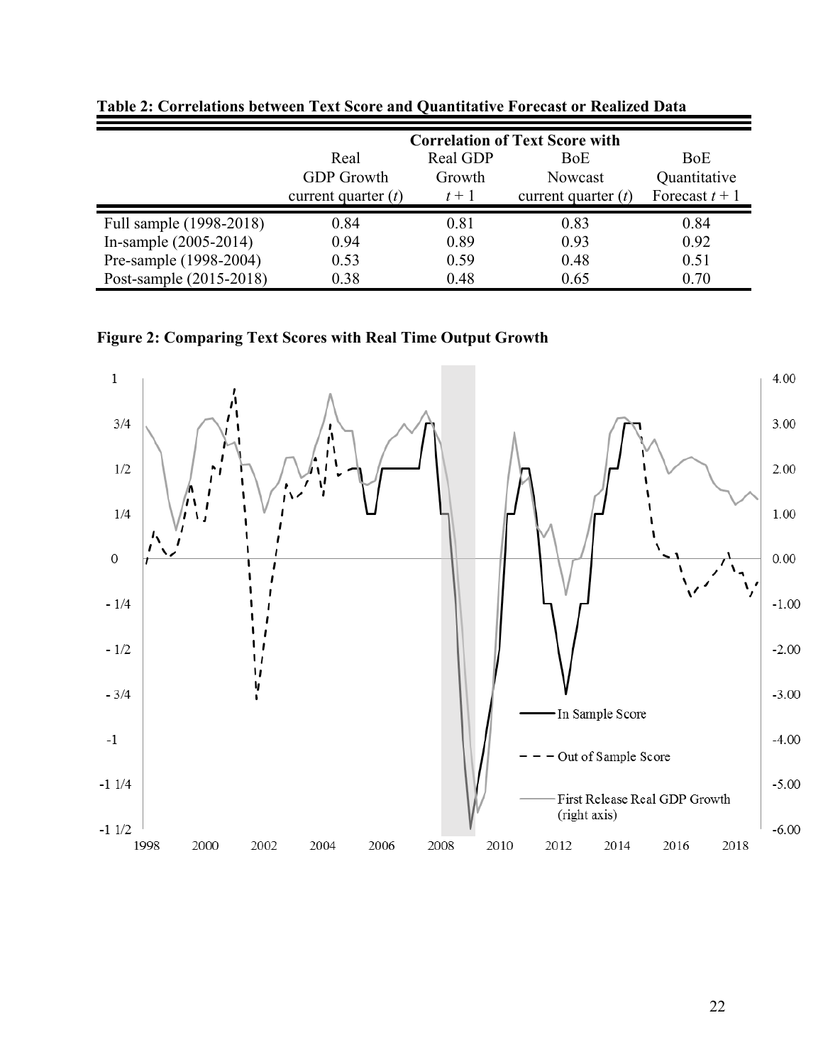**Table 2: Correlations between Text Score and Quantitative Forecast or Realized Data**

| | Correlation of Text Score with | | | |
|---|---|---|---|---|
| | Real GDP Growth current quarter ($t$) | Real GDP Growth $t+1$ | BoE Nowcast current quarter ($t$) | BoE Quantitative Forecast $t+1$ |
| Full sample (1998-2018) | 0.84 | 0.81 | 0.83 | 0.84 |
| In-sample (2005-2014) | 0.94 | 0.89 | 0.93 | 0.92 |
| Pre-sample (1998-2004) | 0.53 | 0.59 | 0.48 | 0.51 |
| Post-sample (2015-2018) | 0.38 | 0.48 | 0.65 | 0.70 |

**Figure 2: Comparing Text Scores with Real Time Output Growth**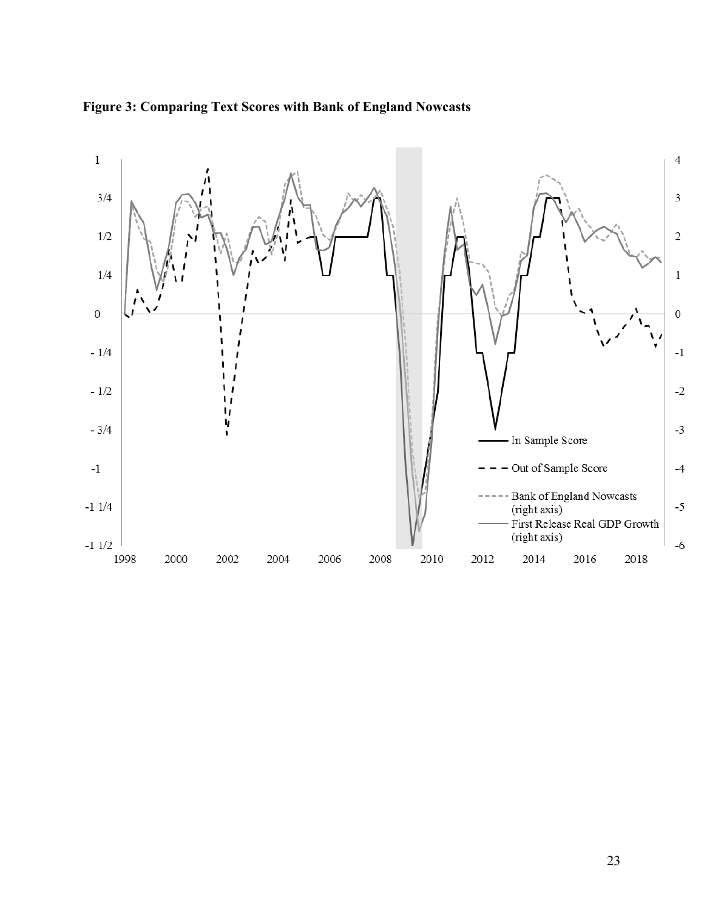**Figure 3: Comparing Text Scores with Bank of England Nowcasts**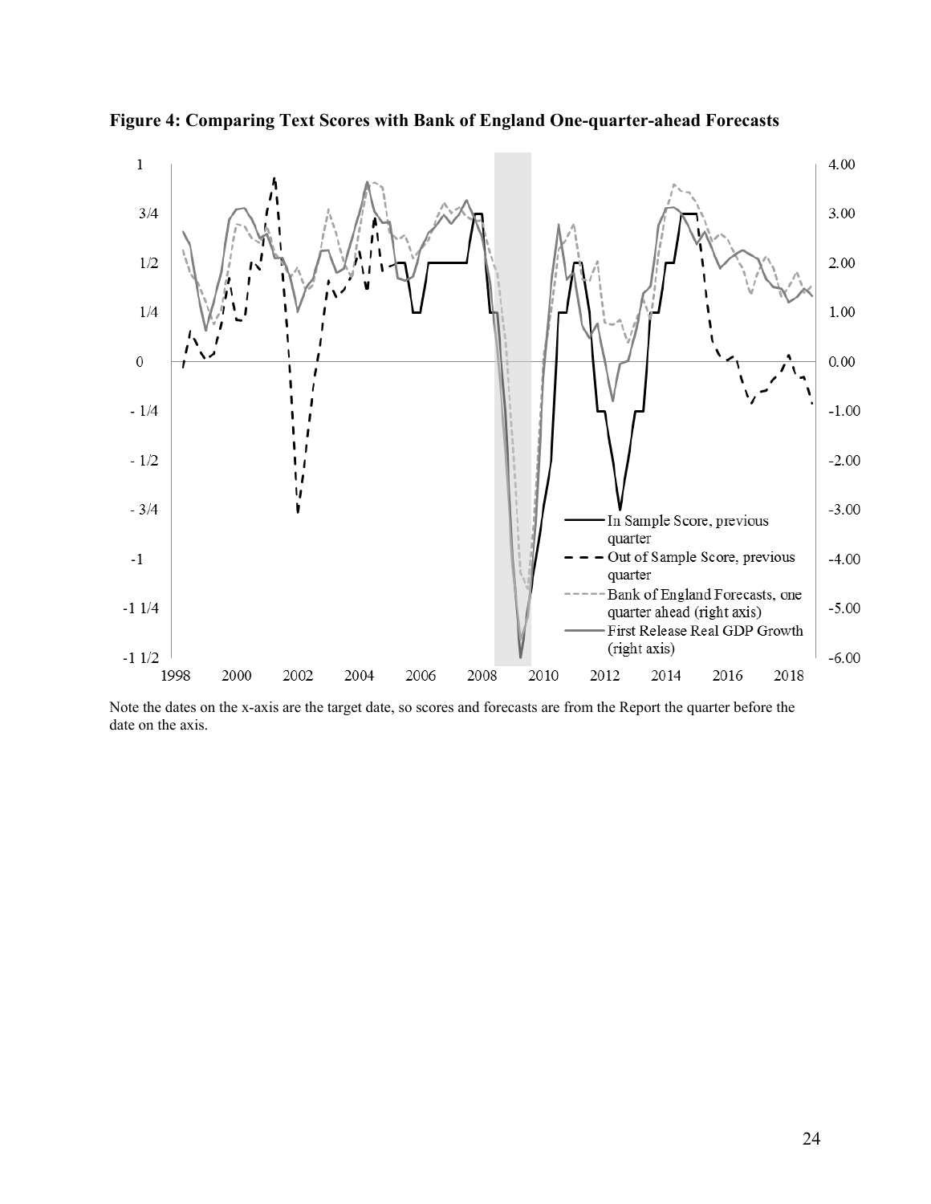**Figure 4: Comparing Text Scores with Bank of England One-quarter-ahead Forecasts**

Note the dates on the x-axis are the target date, so scores and forecasts are from the Report the quarter before the date on the axis.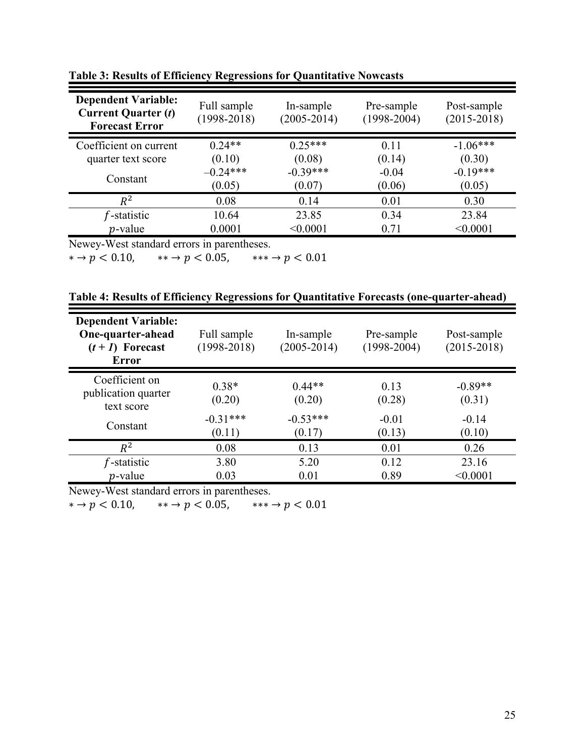**Table 3: Results of Efficiency Regressions for Quantitative Nowcasts**

| **Dependent Variable: Current Quarter (*t*) Forecast Error** | Full sample (1998-2018) | In-sample (2005-2014) | Pre-sample (1998-2004) | Post-sample (2015-2018) |
|---|---|---|---|---|
| Coefficient on current quarter text score | 0.24** | 0.25*** | 0.11 | -1.06*** |
| | (0.10) | (0.08) | (0.14) | (0.30) |
| Constant | –0.24*** | -0.39*** | -0.04 | -0.19*** |
| | (0.05) | (0.07) | (0.06) | (0.05) |
| $R^2$ | 0.08 | 0.14 | 0.01 | 0.30 |
| $f$-statistic | 10.64 | 23.85 | 0.34 | 23.84 |
| $p$-value | 0.0001 | <0.0001 | 0.71 | <0.0001 |

Newey-West standard errors in parentheses.
$* \rightarrow p < 0.10, \quad ** \rightarrow p < 0.05, \quad *** \rightarrow p < 0.01$

**Table 4: Results of Efficiency Regressions for Quantitative Forecasts (one-quarter-ahead)**

| **Dependent Variable: One-quarter-ahead (*t + 1*) Forecast Error** | Full sample (1998-2018) | In-sample (2005-2014) | Pre-sample (1998-2004) | Post-sample (2015-2018) |
|---|---|---|---|---|
| Coefficient on publication quarter text score | 0.38* | 0.44** | 0.13 | -0.89** |
| | (0.20) | (0.20) | (0.28) | (0.31) |
| Constant | -0.31*** | -0.53*** | -0.01 | -0.14 |
| | (0.11) | (0.17) | (0.13) | (0.10) |
| $R^2$ | 0.08 | 0.13 | 0.01 | 0.26 |
| $f$-statistic | 3.80 | 5.20 | 0.12 | 23.16 |
| $p$-value | 0.03 | 0.01 | 0.89 | <0.0001 |

Newey-West standard errors in parentheses.
$* \rightarrow p < 0.10, \quad ** \rightarrow p < 0.05, \quad *** \rightarrow p < 0.01$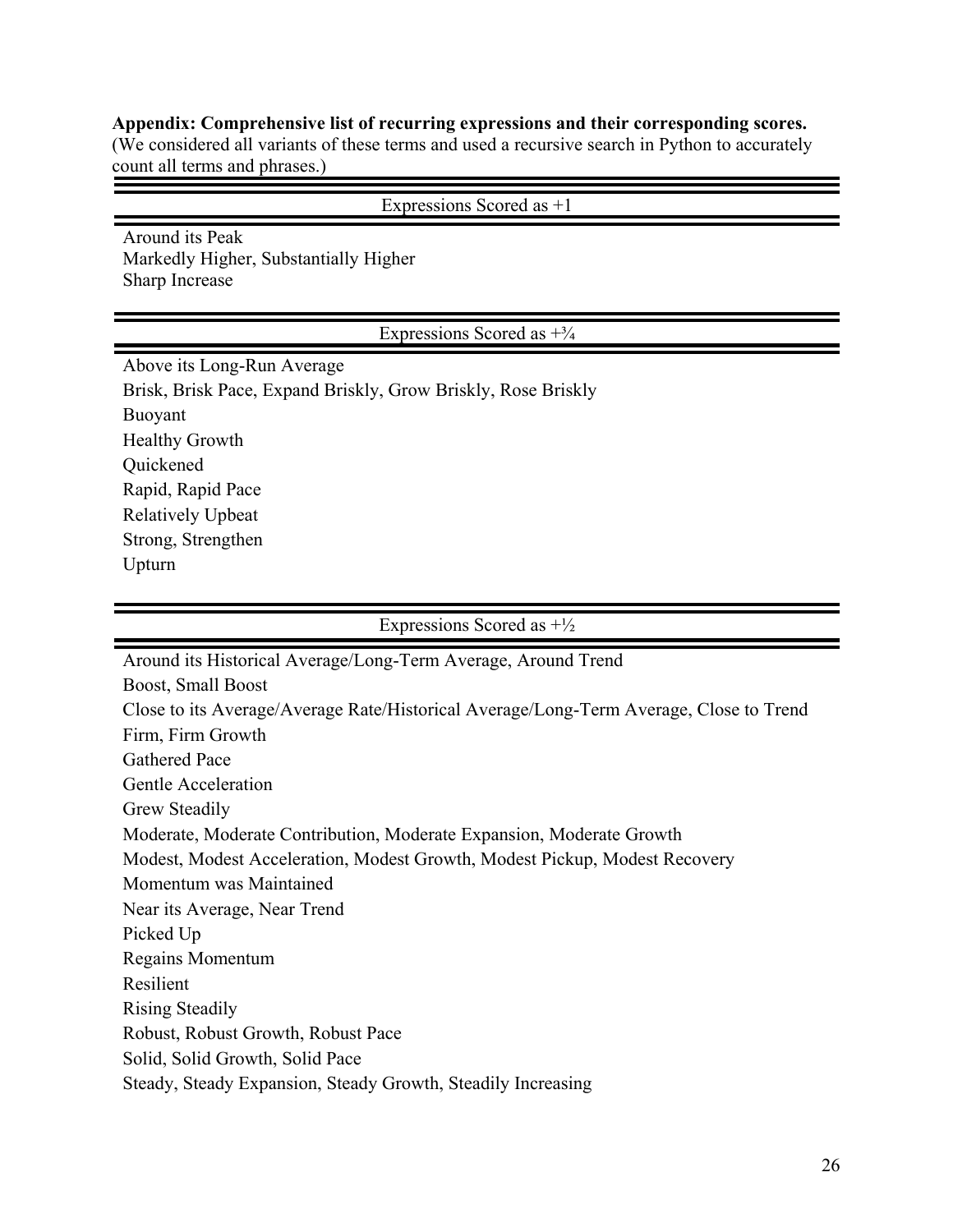**Appendix: Comprehensive list of recurring expressions and their corresponding scores.**
(We considered all variants of these terms and used a recursive search in Python to accurately count all terms and phrases.)

| Expressions Scored as +1 |
|---|
| Around its Peak |
| Markedly Higher, Substantially Higher |
| Sharp Increase |

| Expressions Scored as +¾ |
|---|
| Above its Long-Run Average |
| Brisk, Brisk Pace, Expand Briskly, Grow Briskly, Rose Briskly |
| Buoyant |
| Healthy Growth |
| Quickened |
| Rapid, Rapid Pace |
| Relatively Upbeat |
| Strong, Strengthen |
| Upturn |

| Expressions Scored as +½ |
|---|
| Around its Historical Average/Long-Term Average, Around Trend |
| Boost, Small Boost |
| Close to its Average/Average Rate/Historical Average/Long-Term Average, Close to Trend |
| Firm, Firm Growth |
| Gathered Pace |
| Gentle Acceleration |
| Grew Steadily |
| Moderate, Moderate Contribution, Moderate Expansion, Moderate Growth |
| Modest, Modest Acceleration, Modest Growth, Modest Pickup, Modest Recovery |
| Momentum was Maintained |
| Near its Average, Near Trend |
| Picked Up |
| Regains Momentum |
| Resilient |
| Rising Steadily |
| Robust, Robust Growth, Robust Pace |
| Solid, Solid Growth, Solid Pace |
| Steady, Steady Expansion, Steady Growth, Steadily Increasing |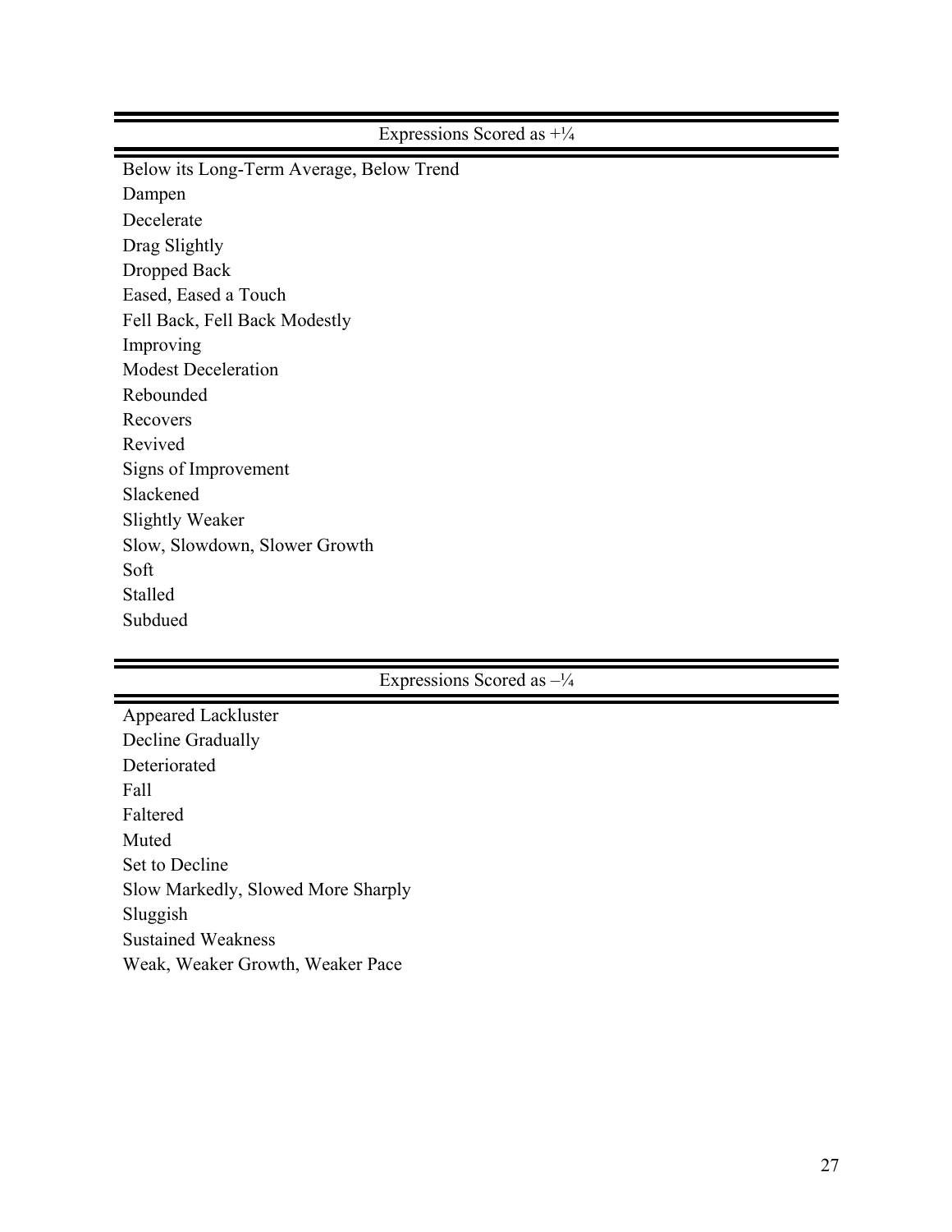| Expressions Scored as +¼ |
| --- |
| Below its Long-Term Average, Below Trend |
| Dampen |
| Decelerate |
| Drag Slightly |
| Dropped Back |
| Eased, Eased a Touch |
| Fell Back, Fell Back Modestly |
| Improving |
| Modest Deceleration |
| Rebounded |
| Recovers |
| Revived |
| Signs of Improvement |
| Slackened |
| Slightly Weaker |
| Slow, Slowdown, Slower Growth |
| Soft |
| Stalled |
| Subdued |

| Expressions Scored as –¼ |
| --- |
| Appeared Lackluster |
| Decline Gradually |
| Deteriorated |
| Fall |
| Faltered |
| Muted |
| Set to Decline |
| Slow Markedly, Slowed More Sharply |
| Sluggish |
| Sustained Weakness |
| Weak, Weaker Growth, Weaker Pace |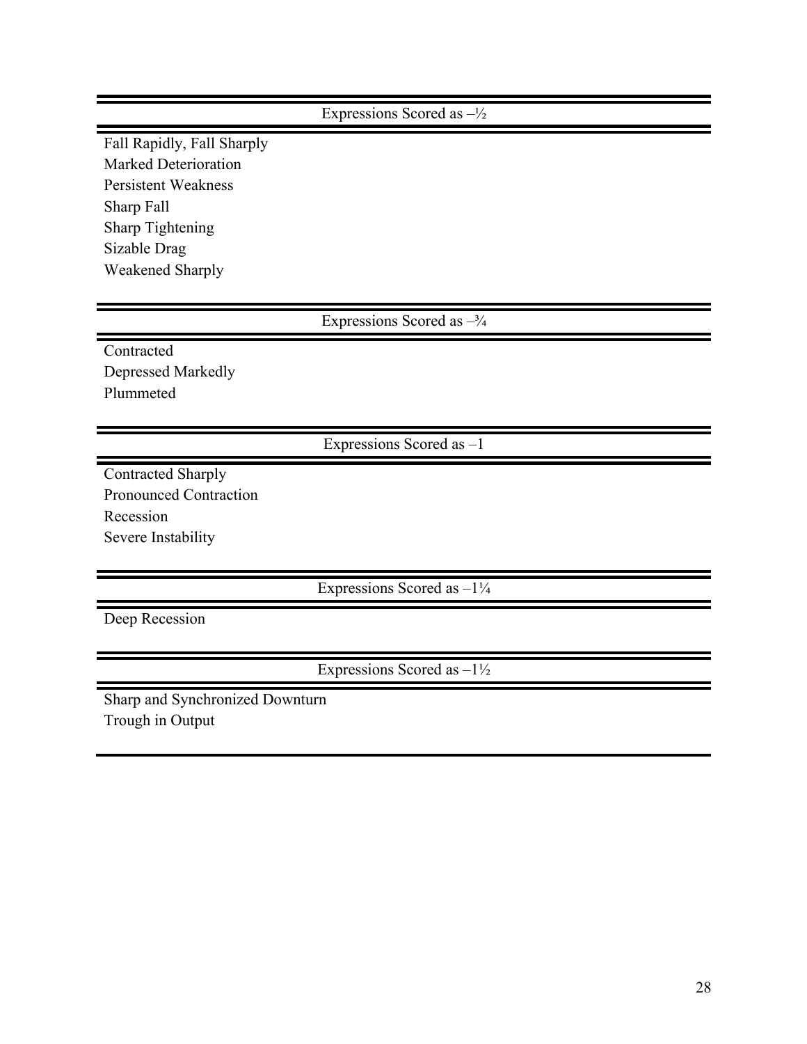| Expressions Scored as –½ |
|---|
| Fall Rapidly, Fall Sharply |
| Marked Deterioration |
| Persistent Weakness |
| Sharp Fall |
| Sharp Tightening |
| Sizable Drag |
| Weakened Sharply |

| Expressions Scored as –¾ |
|---|
| Contracted |
| Depressed Markedly |
| Plummeted |

| Expressions Scored as –1 |
|---|
| Contracted Sharply |
| Pronounced Contraction |
| Recession |
| Severe Instability |

| Expressions Scored as –1¼ |
|---|
| Deep Recession |

| Expressions Scored as –1½ |
|---|
| Sharp and Synchronized Downturn |
| Trough in Output |